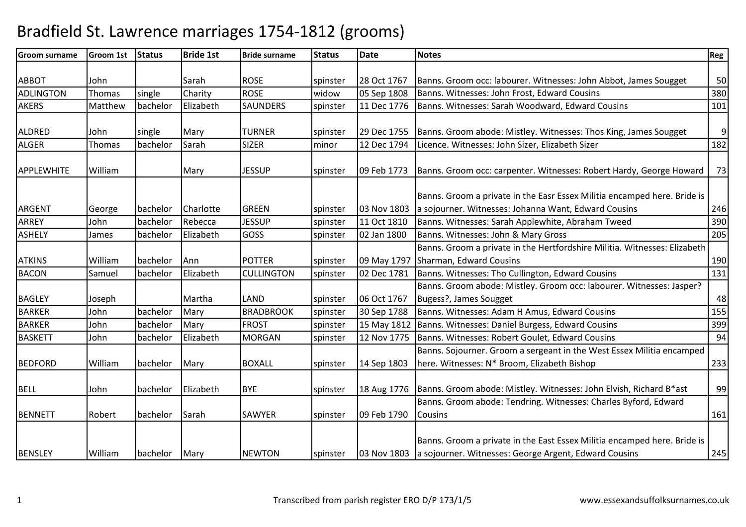# Bradfield St. Lawrence marriages 1754-1812 (grooms)

| Groom surname | Groom 1st | Status | Bride 1st | Bride surname | Status | Date | Notes | Reg |
|---|---|---|---|---|---|---|---|---|
| ABBOT | John | | Sarah | ROSE | spinster | 28 Oct 1767 | Banns. Groom occ: labourer. Witnesses: John Abbot, James Sougget | 50 |
| ADLINGTON | Thomas | single | Charity | ROSE | widow | 05 Sep 1808 | Banns. Witnesses: John Frost, Edward Cousins | 380 |
| AKERS | Matthew | bachelor | Elizabeth | SAUNDERS | spinster | 11 Dec 1776 | Banns. Witnesses: Sarah Woodward, Edward Cousins | 101 |
| ALDRED | John | single | Mary | TURNER | spinster | 29 Dec 1755 | Banns. Groom abode: Mistley. Witnesses: Thos King, James Sougget | 9 |
| ALGER | Thomas | bachelor | Sarah | SIZER | minor | 12 Dec 1794 | Licence. Witnesses: John Sizer, Elizabeth Sizer | 182 |
| APPLEWHITE | William | | Mary | JESSUP | spinster | 09 Feb 1773 | Banns. Groom occ: carpenter. Witnesses: Robert Hardy, George Howard | 73 |
| ARGENT | George | bachelor | Charlotte | GREEN | spinster | 03 Nov 1803 | Banns. Groom a private in the Easr Essex Militia encamped here. Bride is a sojourner. Witnesses: Johanna Want, Edward Cousins | 246 |
| ARREY | John | bachelor | Rebecca | JESSUP | spinster | 11 Oct 1810 | Banns. Witnesses: Sarah Applewhite, Abraham Tweed | 390 |
| ASHELY | James | bachelor | Elizabeth | GOSS | spinster | 02 Jan 1800 | Banns. Witnesses: John & Mary Gross | 205 |
| ATKINS | William | bachelor | Ann | POTTER | spinster | 09 May 1797 | Banns. Groom a private in the Hertfordshire Militia. Witnesses: Elizabeth Sharman, Edward Cousins | 190 |
| BACON | Samuel | bachelor | Elizabeth | CULLINGTON | spinster | 02 Dec 1781 | Banns. Witnesses: Tho Cullington, Edward Cousins | 131 |
| BAGLEY | Joseph | | Martha | LAND | spinster | 06 Oct 1767 | Banns. Groom abode: Mistley. Groom occ: labourer. Witnesses: Jasper? Bugess?, James Sougget | 48 |
| BARKER | John | bachelor | Mary | BRADBROOK | spinster | 30 Sep 1788 | Banns. Witnesses: Adam H Amus, Edward Cousins | 155 |
| BARKER | John | bachelor | Mary | FROST | spinster | 15 May 1812 | Banns. Witnesses: Daniel Burgess, Edward Cousins | 399 |
| BASKETT | John | bachelor | Elizabeth | MORGAN | spinster | 12 Nov 1775 | Banns. Witnesses: Robert Goulet, Edward Cousins | 94 |
| BEDFORD | William | bachelor | Mary | BOXALL | spinster | 14 Sep 1803 | Banns. Sojourner. Groom a sergeant in the West Essex Militia encamped here. Witnesses: N* Broom, Elizabeth Bishop | 233 |
| BELL | John | bachelor | Elizabeth | BYE | spinster | 18 Aug 1776 | Banns. Groom abode: Mistley. Witnesses: John Elvish, Richard B*ast | 99 |
| BENNETT | Robert | bachelor | Sarah | SAWYER | spinster | 09 Feb 1790 | Banns. Groom abode: Tendring. Witnesses: Charles Byford, Edward Cousins | 161 |
| BENSLEY | William | bachelor | Mary | NEWTON | spinster | 03 Nov 1803 | Banns. Groom a private in the East Essex Militia encamped here. Bride is a sojourner. Witnesses: George Argent, Edward Cousins | 245 |

Transcribed from parish register ERO D/P 173/1/5 www.essexandsuffolksurnames.co.uk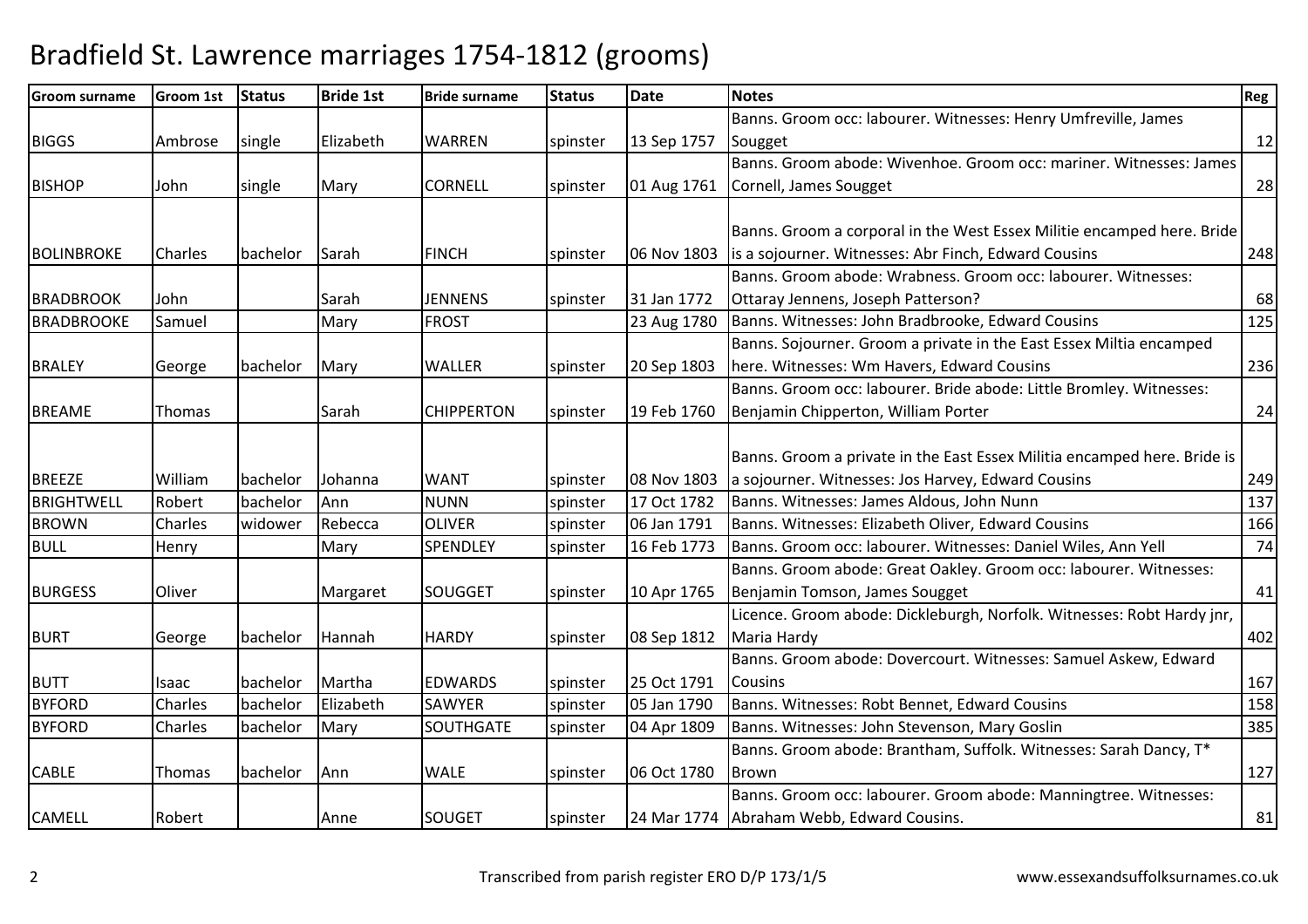# Bradfield St. Lawrence marriages 1754-1812 (grooms)

| Groom surname | Groom 1st | Status | Bride 1st | Bride surname | Status | Date | Notes | Reg |
|---|---|---|---|---|---|---|---|---|
| BIGGS | Ambrose | single | Elizabeth | WARREN | spinster | 13 Sep 1757 | Banns. Groom occ: labourer. Witnesses: Henry Umfreville, James Sougget | 12 |
| BISHOP | John | single | Mary | CORNELL | spinster | 01 Aug 1761 | Banns. Groom abode: Wivenhoe. Groom occ: mariner. Witnesses: James Cornell, James Sougget | 28 |
| BOLINBROKE | Charles | bachelor | Sarah | FINCH | spinster | 06 Nov 1803 | Banns. Groom a corporal in the West Essex Militie encamped here. Bride is a sojourner. Witnesses: Abr Finch, Edward Cousins | 248 |
| BRADBROOK | John | | Sarah | JENNENS | spinster | 31 Jan 1772 | Banns. Groom abode: Wrabness. Groom occ: labourer. Witnesses: Ottaray Jennens, Joseph Patterson? | 68 |
| BRADBROOKE | Samuel | | Mary | FROST | | 23 Aug 1780 | Banns. Witnesses: John Bradbrooke, Edward Cousins | 125 |
| BRALEY | George | bachelor | Mary | WALLER | spinster | 20 Sep 1803 | Banns. Sojourner. Groom a private in the East Essex Miltia encamped here. Witnesses: Wm Havers, Edward Cousins | 236 |
| BREAME | Thomas | | Sarah | CHIPPERTON | spinster | 19 Feb 1760 | Banns. Groom occ: labourer. Bride abode: Little Bromley. Witnesses: Benjamin Chipperton, William Porter | 24 |
| BREEZE | William | bachelor | Johanna | WANT | spinster | 08 Nov 1803 | Banns. Groom a private in the East Essex Militia encamped here. Bride is a sojourner. Witnesses: Jos Harvey, Edward Cousins | 249 |
| BRIGHTWELL | Robert | bachelor | Ann | NUNN | spinster | 17 Oct 1782 | Banns. Witnesses: James Aldous, John Nunn | 137 |
| BROWN | Charles | widower | Rebecca | OLIVER | spinster | 06 Jan 1791 | Banns. Witnesses: Elizabeth Oliver, Edward Cousins | 166 |
| BULL | Henry | | Mary | SPENDLEY | spinster | 16 Feb 1773 | Banns. Groom occ: labourer. Witnesses: Daniel Wiles, Ann Yell | 74 |
| BURGESS | Oliver | | Margaret | SOUGGET | spinster | 10 Apr 1765 | Banns. Groom abode: Great Oakley. Groom occ: labourer. Witnesses: Benjamin Tomson, James Sougget | 41 |
| BURT | George | bachelor | Hannah | HARDY | spinster | 08 Sep 1812 | Licence. Groom abode: Dickleburgh, Norfolk. Witnesses: Robt Hardy jnr, Maria Hardy | 402 |
| BUTT | Isaac | bachelor | Martha | EDWARDS | spinster | 25 Oct 1791 | Banns. Groom abode: Dovercourt. Witnesses: Samuel Askew, Edward Cousins | 167 |
| BYFORD | Charles | bachelor | Elizabeth | SAWYER | spinster | 05 Jan 1790 | Banns. Witnesses: Robt Bennet, Edward Cousins | 158 |
| BYFORD | Charles | bachelor | Mary | SOUTHGATE | spinster | 04 Apr 1809 | Banns. Witnesses: John Stevenson, Mary Goslin | 385 |
| CABLE | Thomas | bachelor | Ann | WALE | spinster | 06 Oct 1780 | Banns. Groom abode: Brantham, Suffolk. Witnesses: Sarah Dancy, T* Brown | 127 |
| CAMELL | Robert | | Anne | SOUGET | spinster | 24 Mar 1774 | Banns. Groom occ: labourer. Groom abode: Manningtree. Witnesses: Abraham Webb, Edward Cousins. | 81 |

Transcribed from parish register ERO D/P 173/1/5 www.essexandsuffolksurnames.co.uk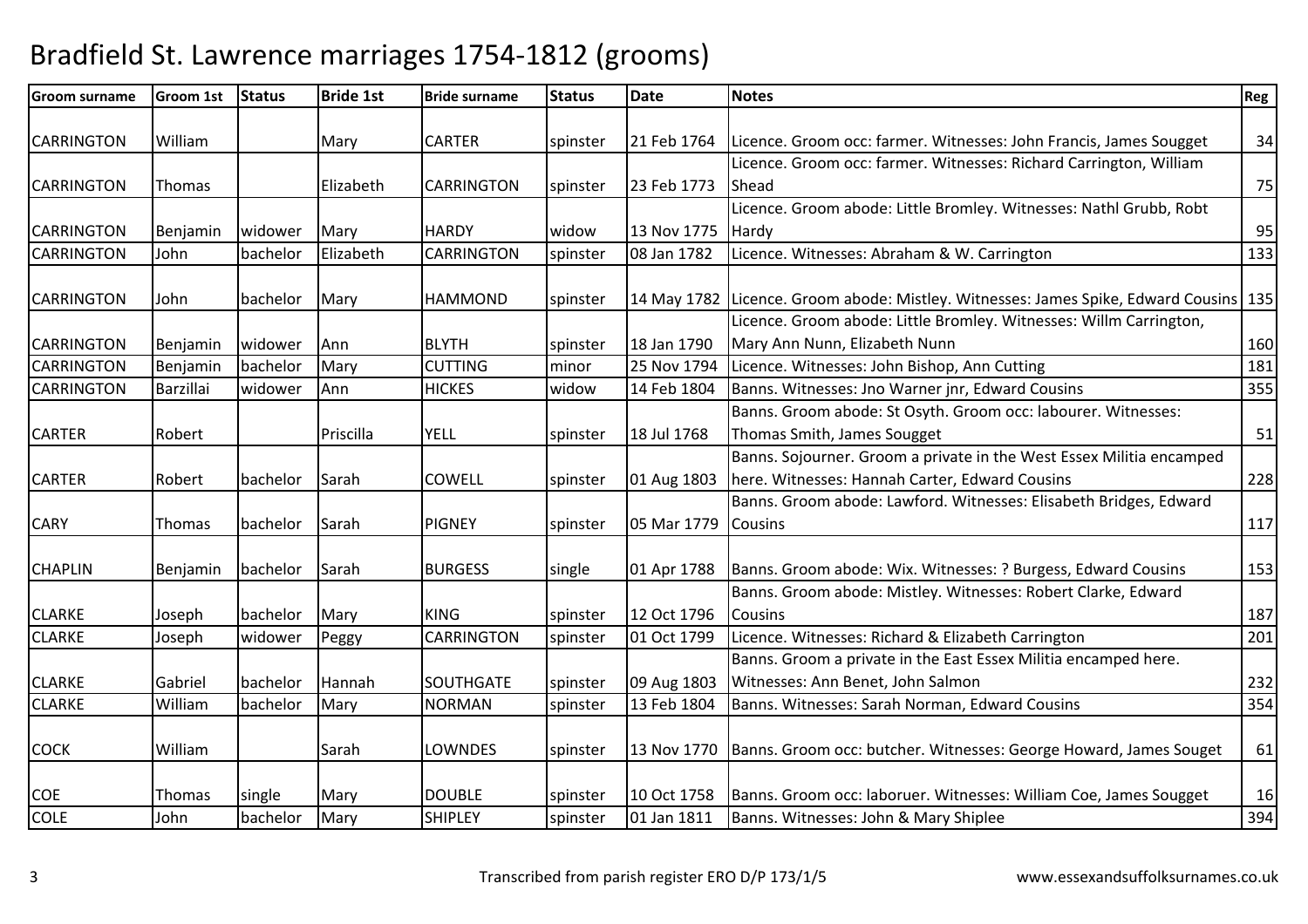# Bradfield St. Lawrence marriages 1754-1812 (grooms)

| Groom surname | Groom 1st | Status | Bride 1st | Bride surname | Status | Date | Notes | Reg |
|---|---|---|---|---|---|---|---|---|
| CARRINGTON | William | | Mary | CARTER | spinster | 21 Feb 1764 | Licence. Groom occ: farmer. Witnesses: John Francis, James Sougget | 34 |
| CARRINGTON | Thomas | | Elizabeth | CARRINGTON | spinster | 23 Feb 1773 | Licence. Groom occ: farmer. Witnesses: Richard Carrington, William Shead | 75 |
| CARRINGTON | Benjamin | widower | Mary | HARDY | widow | 13 Nov 1775 | Licence. Groom abode: Little Bromley. Witnesses: Nathl Grubb, Robt Hardy | 95 |
| CARRINGTON | John | bachelor | Elizabeth | CARRINGTON | spinster | 08 Jan 1782 | Licence. Witnesses: Abraham & W. Carrington | 133 |
| CARRINGTON | John | bachelor | Mary | HAMMOND | spinster | 14 May 1782 | Licence. Groom abode: Mistley. Witnesses: James Spike, Edward Cousins | 135 |
| CARRINGTON | Benjamin | widower | Ann | BLYTH | spinster | 18 Jan 1790 | Licence. Groom abode: Little Bromley. Witnesses: Willm Carrington, Mary Ann Nunn, Elizabeth Nunn | 160 |
| CARRINGTON | Benjamin | bachelor | Mary | CUTTING | minor | 25 Nov 1794 | Licence. Witnesses: John Bishop, Ann Cutting | 181 |
| CARRINGTON | Barzillai | widower | Ann | HICKES | widow | 14 Feb 1804 | Banns. Witnesses: Jno Warner jnr, Edward Cousins | 355 |
| CARTER | Robert | | Priscilla | YELL | spinster | 18 Jul 1768 | Banns. Groom abode: St Osyth. Groom occ: labourer. Witnesses: Thomas Smith, James Sougget | 51 |
| CARTER | Robert | bachelor | Sarah | COWELL | spinster | 01 Aug 1803 | Banns. Sojourner. Groom a private in the West Essex Militia encamped here. Witnesses: Hannah Carter, Edward Cousins | 228 |
| CARY | Thomas | bachelor | Sarah | PIGNEY | spinster | 05 Mar 1779 | Banns. Groom abode: Lawford. Witnesses: Elisabeth Bridges, Edward Cousins | 117 |
| CHAPLIN | Benjamin | bachelor | Sarah | BURGESS | single | 01 Apr 1788 | Banns. Groom abode: Wix. Witnesses: ? Burgess, Edward Cousins | 153 |
| CLARKE | Joseph | bachelor | Mary | KING | spinster | 12 Oct 1796 | Banns. Groom abode: Mistley. Witnesses: Robert Clarke, Edward Cousins | 187 |
| CLARKE | Joseph | widower | Peggy | CARRINGTON | spinster | 01 Oct 1799 | Licence. Witnesses: Richard & Elizabeth Carrington | 201 |
| CLARKE | Gabriel | bachelor | Hannah | SOUTHGATE | spinster | 09 Aug 1803 | Banns. Groom a private in the East Essex Militia encamped here. Witnesses: Ann Benet, John Salmon | 232 |
| CLARKE | William | bachelor | Mary | NORMAN | spinster | 13 Feb 1804 | Banns. Witnesses: Sarah Norman, Edward Cousins | 354 |
| COCK | William | | Sarah | LOWNDES | spinster | 13 Nov 1770 | Banns. Groom occ: butcher. Witnesses: George Howard, James Souget | 61 |
| COE | Thomas | single | Mary | DOUBLE | spinster | 10 Oct 1758 | Banns. Groom occ: laboruer. Witnesses: William Coe, James Sougget | 16 |
| COLE | John | bachelor | Mary | SHIPLEY | spinster | 01 Jan 1811 | Banns. Witnesses: John & Mary Shiplee | 394 |

Transcribed from parish register ERO D/P 173/1/5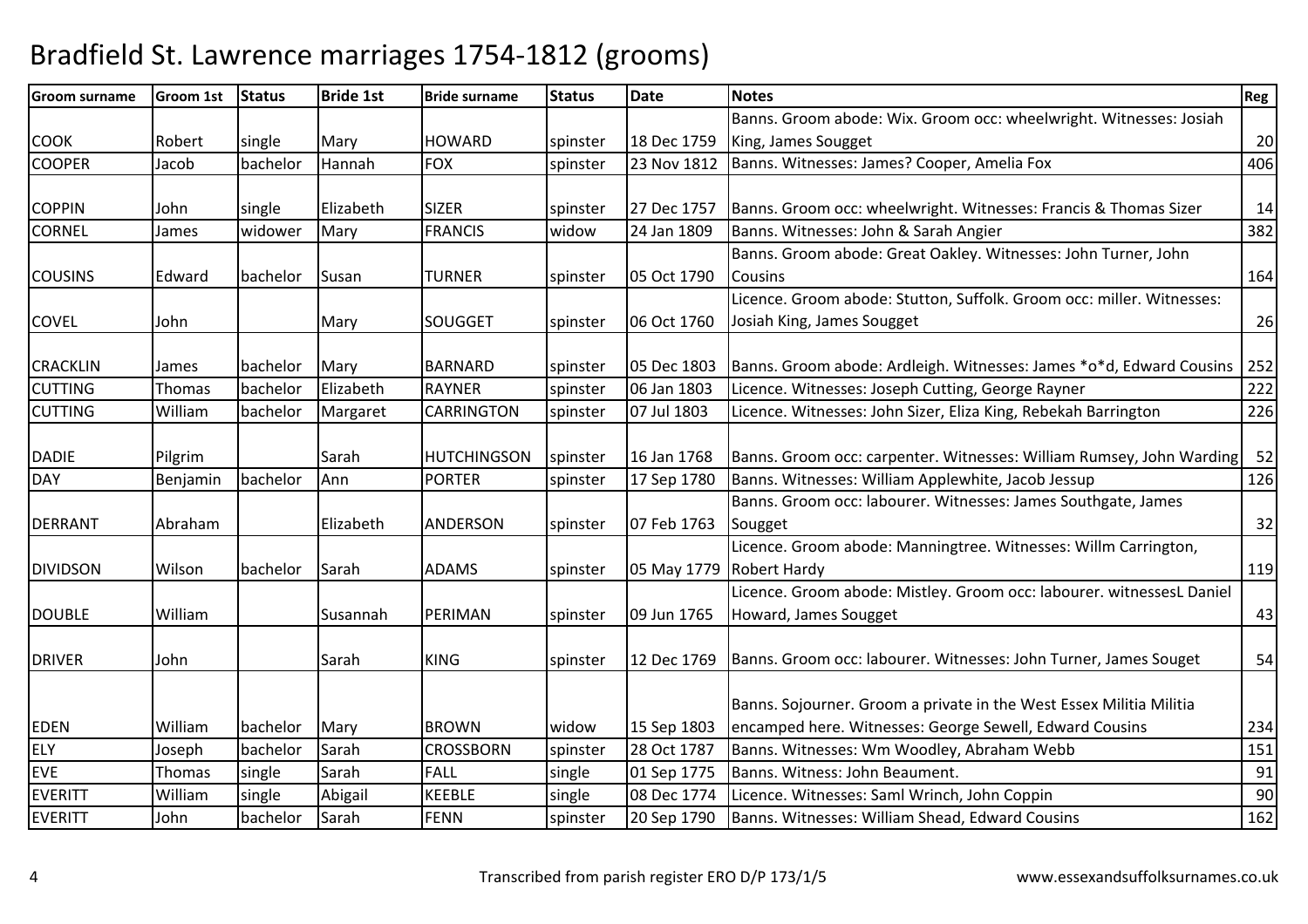# Bradfield St. Lawrence marriages 1754-1812 (grooms)

| Groom surname | Groom 1st | Status | Bride 1st | Bride surname | Status | Date | Notes | Reg |
|---|---|---|---|---|---|---|---|---|
| COOK | Robert | single | Mary | HOWARD | spinster | 18 Dec 1759 | Banns. Groom abode: Wix. Groom occ: wheelwright. Witnesses: Josiah King, James Sougget | 20 |
| COOPER | Jacob | bachelor | Hannah | FOX | spinster | 23 Nov 1812 | Banns. Witnesses: James? Cooper, Amelia Fox | 406 |
| COPPIN | John | single | Elizabeth | SIZER | spinster | 27 Dec 1757 | Banns. Groom occ: wheelwright. Witnesses: Francis & Thomas Sizer | 14 |
| CORNEL | James | widower | Mary | FRANCIS | widow | 24 Jan 1809 | Banns. Witnesses: John & Sarah Angier | 382 |
| COUSINS | Edward | bachelor | Susan | TURNER | spinster | 05 Oct 1790 | Banns. Groom abode: Great Oakley. Witnesses: John Turner, John Cousins | 164 |
| COVEL | John | | Mary | SOUGGET | spinster | 06 Oct 1760 | Licence. Groom abode: Stutton, Suffolk. Groom occ: miller. Witnesses: Josiah King, James Sougget | 26 |
| CRACKLIN | James | bachelor | Mary | BARNARD | spinster | 05 Dec 1803 | Banns. Groom abode: Ardleigh. Witnesses: James *o*d, Edward Cousins | 252 |
| CUTTING | Thomas | bachelor | Elizabeth | RAYNER | spinster | 06 Jan 1803 | Licence. Witnesses: Joseph Cutting, George Rayner | 222 |
| CUTTING | William | bachelor | Margaret | CARRINGTON | spinster | 07 Jul 1803 | Licence. Witnesses: John Sizer, Eliza King, Rebekah Barrington | 226 |
| DADIE | Pilgrim | | Sarah | HUTCHINGSON | spinster | 16 Jan 1768 | Banns. Groom occ: carpenter. Witnesses: William Rumsey, John Warding | 52 |
| DAY | Benjamin | bachelor | Ann | PORTER | spinster | 17 Sep 1780 | Banns. Witnesses: William Applewhite, Jacob Jessup | 126 |
| DERRANT | Abraham | | Elizabeth | ANDERSON | spinster | 07 Feb 1763 | Banns. Groom occ: labourer. Witnesses: James Southgate, James Sougget | 32 |
| DIVIDSON | Wilson | bachelor | Sarah | ADAMS | spinster | 05 May 1779 | Licence. Groom abode: Manningtree. Witnesses: Willm Carrington, Robert Hardy | 119 |
| DOUBLE | William | | Susannah | PERIMAN | spinster | 09 Jun 1765 | Licence. Groom abode: Mistley. Groom occ: labourer. witnessesL Daniel Howard, James Sougget | 43 |
| DRIVER | John | | Sarah | KING | spinster | 12 Dec 1769 | Banns. Groom occ: labourer. Witnesses: John Turner, James Souget | 54 |
| EDEN | William | bachelor | Mary | BROWN | widow | 15 Sep 1803 | Banns. Sojourner. Groom a private in the West Essex Militia Militia encamped here. Witnesses: George Sewell, Edward Cousins | 234 |
| ELY | Joseph | bachelor | Sarah | CROSSBORN | spinster | 28 Oct 1787 | Banns. Witnesses: Wm Woodley, Abraham Webb | 151 |
| EVE | Thomas | single | Sarah | FALL | single | 01 Sep 1775 | Banns. Witness: John Beaument. | 91 |
| EVERITT | William | single | Abigail | KEEBLE | single | 08 Dec 1774 | Licence. Witnesses: Saml Wrinch, John Coppin | 90 |
| EVERITT | John | bachelor | Sarah | FENN | spinster | 20 Sep 1790 | Banns. Witnesses: William Shead, Edward Cousins | 162 |

Transcribed from parish register ERO D/P 173/1/5 www.essexandsuffolksurnames.co.uk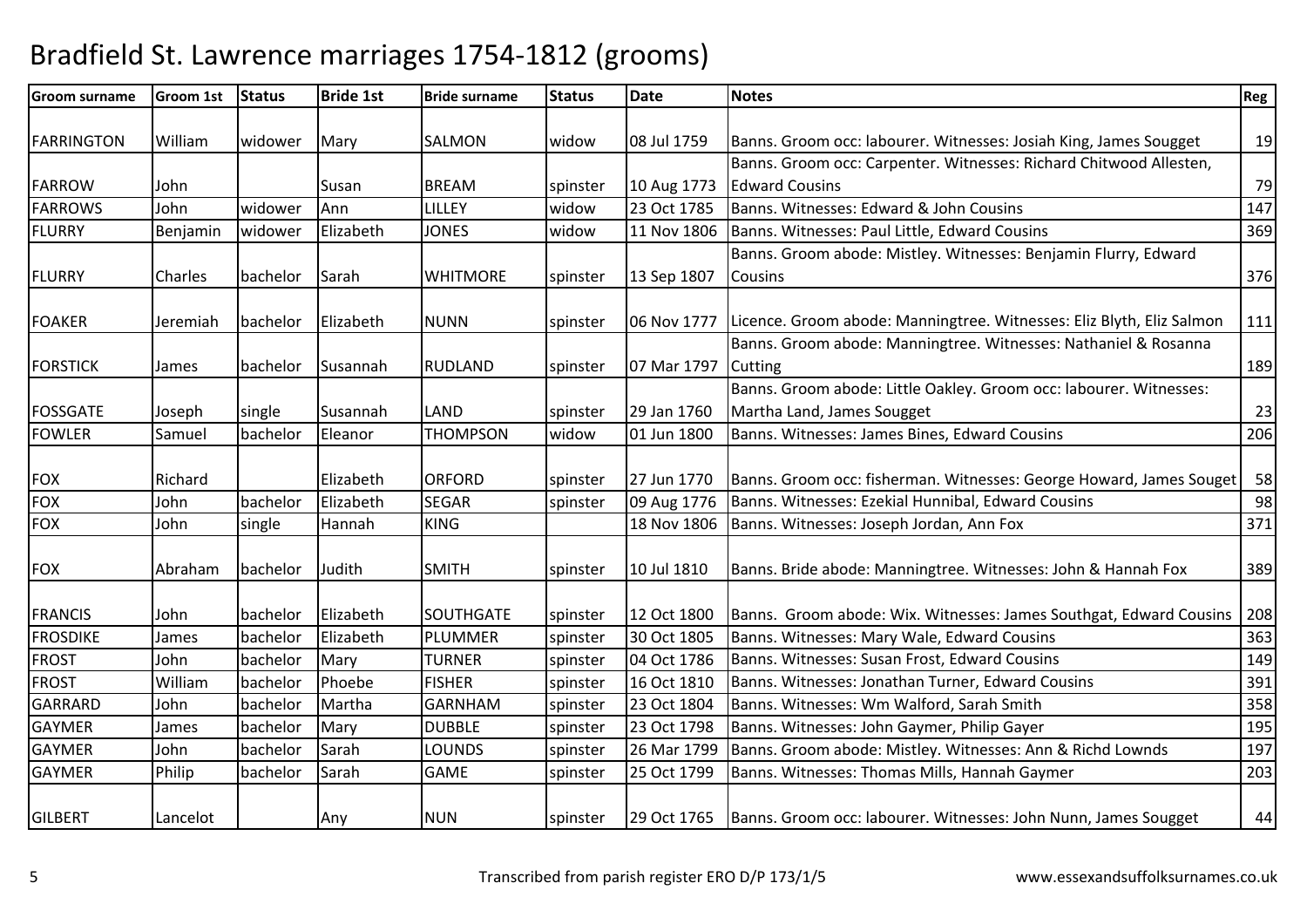# Bradfield St. Lawrence marriages 1754-1812 (grooms)

| Groom surname | Groom 1st | Status | Bride 1st | Bride surname | Status | Date | Notes | Reg |
|---|---|---|---|---|---|---|---|---|
| FARRINGTON | William | widower | Mary | SALMON | widow | 08 Jul 1759 | Banns. Groom occ: labourer. Witnesses: Josiah King, James Sougget | 19 |
| FARROW | John | | Susan | BREAM | spinster | 10 Aug 1773 | Banns. Groom occ: Carpenter. Witnesses: Richard Chitwood Allesten, Edward Cousins | 79 |
| FARROWS | John | widower | Ann | LILLEY | widow | 23 Oct 1785 | Banns. Witnesses: Edward & John Cousins | 147 |
| FLURRY | Benjamin | widower | Elizabeth | JONES | widow | 11 Nov 1806 | Banns. Witnesses: Paul Little, Edward Cousins | 369 |
| FLURRY | Charles | bachelor | Sarah | WHITMORE | spinster | 13 Sep 1807 | Banns. Groom abode: Mistley. Witnesses: Benjamin Flurry, Edward Cousins | 376 |
| FOAKER | Jeremiah | bachelor | Elizabeth | NUNN | spinster | 06 Nov 1777 | Licence. Groom abode: Manningtree. Witnesses: Eliz Blyth, Eliz Salmon | 111 |
| FORSTICK | James | bachelor | Susannah | RUDLAND | spinster | 07 Mar 1797 | Banns. Groom abode: Manningtree. Witnesses: Nathaniel & Rosanna Cutting | 189 |
| FOSSGATE | Joseph | single | Susannah | LAND | spinster | 29 Jan 1760 | Banns. Groom abode: Little Oakley. Groom occ: labourer. Witnesses: Martha Land, James Sougget | 23 |
| FOWLER | Samuel | bachelor | Eleanor | THOMPSON | widow | 01 Jun 1800 | Banns. Witnesses: James Bines, Edward Cousins | 206 |
| FOX | Richard | | Elizabeth | ORFORD | spinster | 27 Jun 1770 | Banns. Groom occ: fisherman. Witnesses: George Howard, James Souget | 58 |
| FOX | John | bachelor | Elizabeth | SEGAR | spinster | 09 Aug 1776 | Banns. Witnesses: Ezekial Hunnibal, Edward Cousins | 98 |
| FOX | John | single | Hannah | KING | | 18 Nov 1806 | Banns. Witnesses: Joseph Jordan, Ann Fox | 371 |
| FOX | Abraham | bachelor | Judith | SMITH | spinster | 10 Jul 1810 | Banns. Bride abode: Manningtree. Witnesses: John & Hannah Fox | 389 |
| FRANCIS | John | bachelor | Elizabeth | SOUTHGATE | spinster | 12 Oct 1800 | Banns. Groom abode: Wix. Witnesses: James Southgat, Edward Cousins | 208 |
| FROSDIKE | James | bachelor | Elizabeth | PLUMMER | spinster | 30 Oct 1805 | Banns. Witnesses: Mary Wale, Edward Cousins | 363 |
| FROST | John | bachelor | Mary | TURNER | spinster | 04 Oct 1786 | Banns. Witnesses: Susan Frost, Edward Cousins | 149 |
| FROST | William | bachelor | Phoebe | FISHER | spinster | 16 Oct 1810 | Banns. Witnesses: Jonathan Turner, Edward Cousins | 391 |
| GARRARD | John | bachelor | Martha | GARNHAM | spinster | 23 Oct 1804 | Banns. Witnesses: Wm Walford, Sarah Smith | 358 |
| GAYMER | James | bachelor | Mary | DUBBLE | spinster | 23 Oct 1798 | Banns. Witnesses: John Gaymer, Philip Gayer | 195 |
| GAYMER | John | bachelor | Sarah | LOUNDS | spinster | 26 Mar 1799 | Banns. Groom abode: Mistley. Witnesses: Ann & Richd Lownds | 197 |
| GAYMER | Philip | bachelor | Sarah | GAME | spinster | 25 Oct 1799 | Banns. Witnesses: Thomas Mills, Hannah Gaymer | 203 |
| GILBERT | Lancelot | | Any | NUN | spinster | 29 Oct 1765 | Banns. Groom occ: labourer. Witnesses: John Nunn, James Sougget | 44 |

Transcribed from parish register ERO D/P 173/1/5 www.essexandsuffolksurnames.co.uk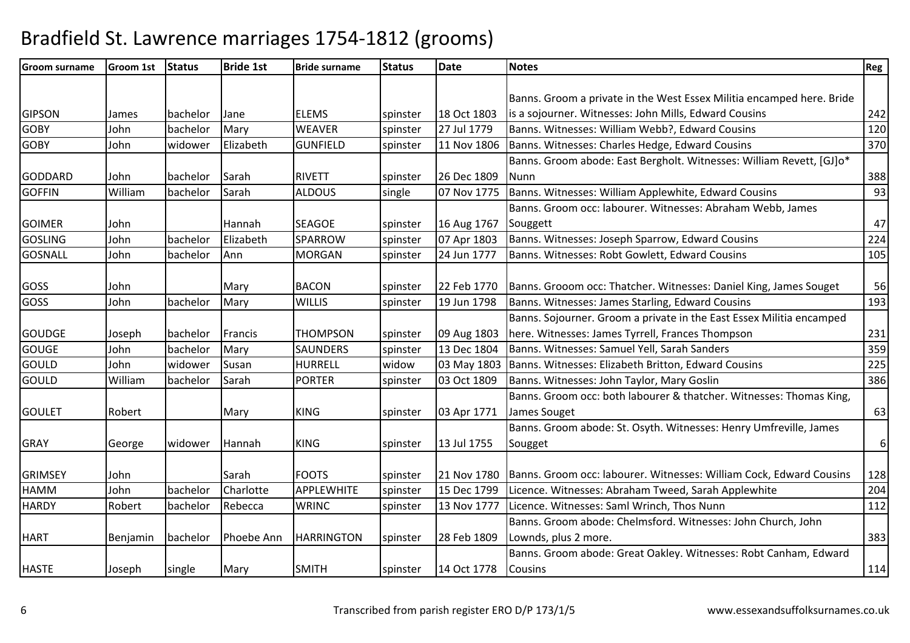# Bradfield St. Lawrence marriages 1754-1812 (grooms)

| Groom surname | Groom 1st | Status | Bride 1st | Bride surname | Status | Date | Notes | Reg |
|---|---|---|---|---|---|---|---|---|
| GIPSON | James | bachelor | Jane | ELEMS | spinster | 18 Oct 1803 | Banns. Groom a private in the West Essex Militia encamped here. Bride is a sojourner. Witnesses: John Mills, Edward Cousins | 242 |
| GOBY | John | bachelor | Mary | WEAVER | spinster | 27 Jul 1779 | Banns. Witnesses: William Webb?, Edward Cousins | 120 |
| GOBY | John | widower | Elizabeth | GUNFIELD | spinster | 11 Nov 1806 | Banns. Witnesses: Charles Hedge, Edward Cousins | 370 |
| GODDARD | John | bachelor | Sarah | RIVETT | spinster | 26 Dec 1809 | Banns. Groom abode: East Bergholt. Witnesses: William Revett, [GJ]o* Nunn | 388 |
| GOFFIN | William | bachelor | Sarah | ALDOUS | single | 07 Nov 1775 | Banns. Witnesses: William Applewhite, Edward Cousins | 93 |
| GOIMER | John | | Hannah | SEAGOE | spinster | 16 Aug 1767 | Banns. Groom occ: labourer. Witnesses: Abraham Webb, James Souggett | 47 |
| GOSLING | John | bachelor | Elizabeth | SPARROW | spinster | 07 Apr 1803 | Banns. Witnesses: Joseph Sparrow, Edward Cousins | 224 |
| GOSNALL | John | bachelor | Ann | MORGAN | spinster | 24 Jun 1777 | Banns. Witnesses: Robt Gowlett, Edward Cousins | 105 |
| GOSS | John | | Mary | BACON | spinster | 22 Feb 1770 | Banns. Grooom occ: Thatcher. Witnesses: Daniel King, James Souget | 56 |
| GOSS | John | bachelor | Mary | WILLIS | spinster | 19 Jun 1798 | Banns. Witnesses: James Starling, Edward Cousins | 193 |
| GOUDGE | Joseph | bachelor | Francis | THOMPSON | spinster | 09 Aug 1803 | Banns. Sojourner. Groom a private in the East Essex Militia encamped here. Witnesses: James Tyrrell, Frances Thompson | 231 |
| GOUGE | John | bachelor | Mary | SAUNDERS | spinster | 13 Dec 1804 | Banns. Witnesses: Samuel Yell, Sarah Sanders | 359 |
| GOULD | John | widower | Susan | HURRELL | widow | 03 May 1803 | Banns. Witnesses: Elizabeth Britton, Edward Cousins | 225 |
| GOULD | William | bachelor | Sarah | PORTER | spinster | 03 Oct 1809 | Banns. Witnesses: John Taylor, Mary Goslin | 386 |
| GOULET | Robert | | Mary | KING | spinster | 03 Apr 1771 | Banns. Groom occ: both labourer & thatcher. Witnesses: Thomas King, James Souget | 63 |
| GRAY | George | widower | Hannah | KING | spinster | 13 Jul 1755 | Banns. Groom abode: St. Osyth. Witnesses: Henry Umfreville, James Sougget | 6 |
| GRIMSEY | John | | Sarah | FOOTS | spinster | 21 Nov 1780 | Banns. Groom occ: labourer. Witnesses: William Cock, Edward Cousins | 128 |
| HAMM | John | bachelor | Charlotte | APPLEWHITE | spinster | 15 Dec 1799 | Licence. Witnesses: Abraham Tweed, Sarah Applewhite | 204 |
| HARDY | Robert | bachelor | Rebecca | WRINC | spinster | 13 Nov 1777 | Licence. Witnesses: Saml Wrinch, Thos Nunn | 112 |
| HART | Benjamin | bachelor | Phoebe Ann | HARRINGTON | spinster | 28 Feb 1809 | Banns. Groom abode: Chelmsford. Witnesses: John Church, John Lownds, plus 2 more. | 383 |
| HASTE | Joseph | single | Mary | SMITH | spinster | 14 Oct 1778 | Banns. Groom abode: Great Oakley. Witnesses: Robt Canham, Edward Cousins | 114 |

Transcribed from parish register ERO D/P 173/1/5 www.essexandsuffolksurnames.co.uk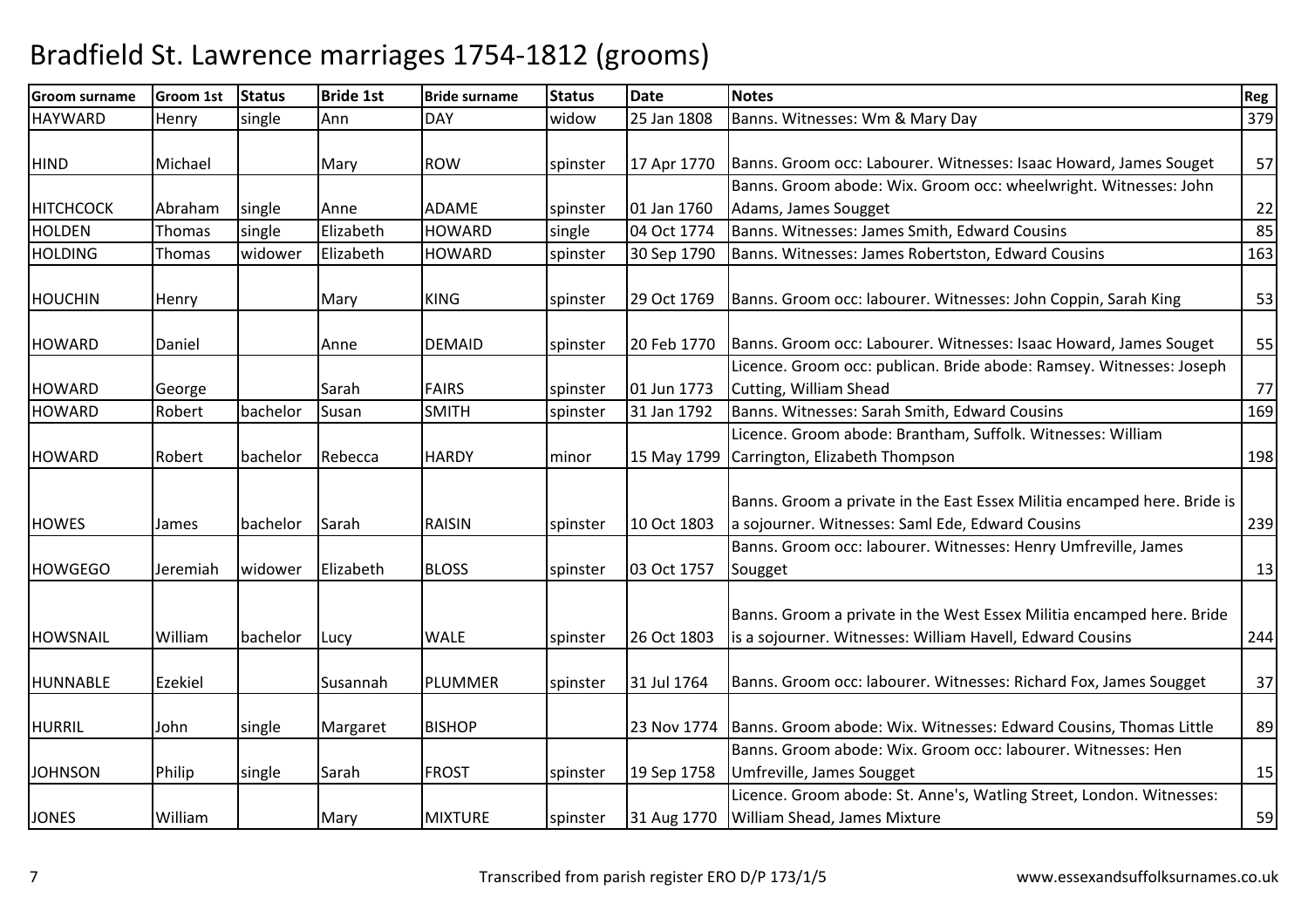# Bradfield St. Lawrence marriages 1754-1812 (grooms)

| Groom surname | Groom 1st | Status | Bride 1st | Bride surname | Status | Date | Notes | Reg |
|---|---|---|---|---|---|---|---|---|
| HAYWARD | Henry | single | Ann | DAY | widow | 25 Jan 1808 | Banns. Witnesses: Wm & Mary Day | 379 |
| HIND | Michael | | Mary | ROW | spinster | 17 Apr 1770 | Banns. Groom occ: Labourer. Witnesses: Isaac Howard, James Souget | 57 |
| HITCHCOCK | Abraham | single | Anne | ADAME | spinster | 01 Jan 1760 | Banns. Groom abode: Wix. Groom occ: wheelwright. Witnesses: John Adams, James Sougget | 22 |
| HOLDEN | Thomas | single | Elizabeth | HOWARD | single | 04 Oct 1774 | Banns. Witnesses: James Smith, Edward Cousins | 85 |
| HOLDING | Thomas | widower | Elizabeth | HOWARD | spinster | 30 Sep 1790 | Banns. Witnesses: James Robertston, Edward Cousins | 163 |
| HOUCHIN | Henry | | Mary | KING | spinster | 29 Oct 1769 | Banns. Groom occ: labourer. Witnesses: John Coppin, Sarah King | 53 |
| HOWARD | Daniel | | Anne | DEMAID | spinster | 20 Feb 1770 | Banns. Groom occ: Labourer. Witnesses: Isaac Howard, James Souget | 55 |
| HOWARD | George | | Sarah | FAIRS | spinster | 01 Jun 1773 | Licence. Groom occ: publican. Bride abode: Ramsey. Witnesses: Joseph Cutting, William Shead | 77 |
| HOWARD | Robert | bachelor | Susan | SMITH | spinster | 31 Jan 1792 | Banns. Witnesses: Sarah Smith, Edward Cousins | 169 |
| HOWARD | Robert | bachelor | Rebecca | HARDY | minor | 15 May 1799 | Licence. Groom abode: Brantham, Suffolk. Witnesses: William Carrington, Elizabeth Thompson | 198 |
| HOWES | James | bachelor | Sarah | RAISIN | spinster | 10 Oct 1803 | Banns. Groom a private in the East Essex Militia encamped here. Bride is a sojourner. Witnesses: Saml Ede, Edward Cousins | 239 |
| HOWGEGO | Jeremiah | widower | Elizabeth | BLOSS | spinster | 03 Oct 1757 | Banns. Groom occ: labourer. Witnesses: Henry Umfreville, James Sougget | 13 |
| HOWSNAIL | William | bachelor | Lucy | WALE | spinster | 26 Oct 1803 | Banns. Groom a private in the West Essex Militia encamped here. Bride is a sojourner. Witnesses: William Havell, Edward Cousins | 244 |
| HUNNABLE | Ezekiel | | Susannah | PLUMMER | spinster | 31 Jul 1764 | Banns. Groom occ: labourer. Witnesses: Richard Fox, James Sougget | 37 |
| HURRIL | John | single | Margaret | BISHOP | | 23 Nov 1774 | Banns. Groom abode: Wix. Witnesses: Edward Cousins, Thomas Little | 89 |
| JOHNSON | Philip | single | Sarah | FROST | spinster | 19 Sep 1758 | Banns. Groom abode: Wix. Groom occ: labourer. Witnesses: Hen Umfreville, James Sougget | 15 |
| JONES | William | | Mary | MIXTURE | spinster | 31 Aug 1770 | Licence. Groom abode: St. Anne's, Watling Street, London. Witnesses: William Shead, James Mixture | 59 |

Transcribed from parish register ERO D/P 173/1/5 www.essexandsuffolksurnames.co.uk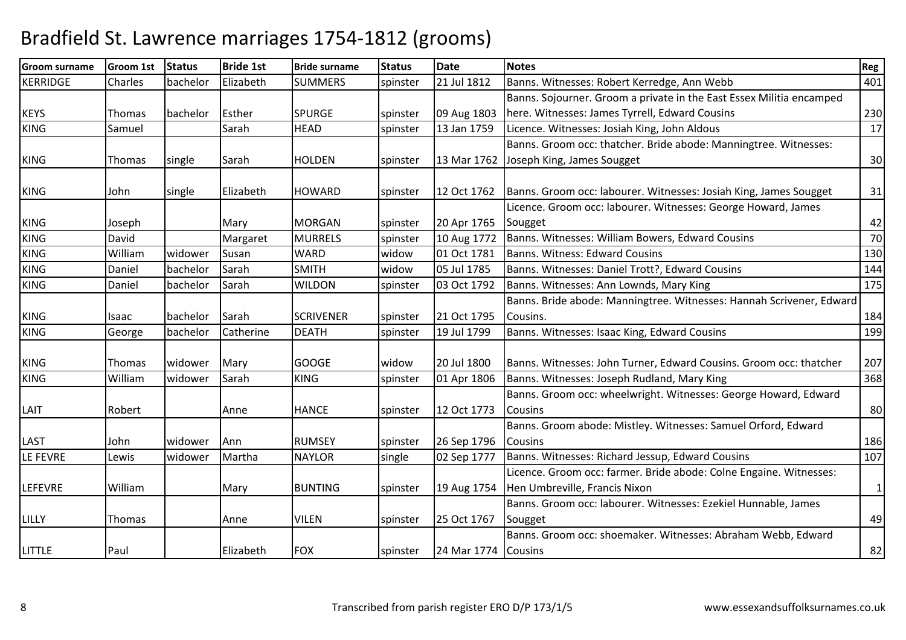# Bradfield St. Lawrence marriages 1754-1812 (grooms)

| Groom surname | Groom 1st | Status | Bride 1st | Bride surname | Status | Date | Notes | Reg |
|---|---|---|---|---|---|---|---|---|
| KERRIDGE | Charles | bachelor | Elizabeth | SUMMERS | spinster | 21 Jul 1812 | Banns. Witnesses: Robert Kerredge, Ann Webb | 401 |
| KEYS | Thomas | bachelor | Esther | SPURGE | spinster | 09 Aug 1803 | Banns. Sojourner. Groom a private in the East Essex Militia encamped here. Witnesses: James Tyrrell, Edward Cousins | 230 |
| KING | Samuel | | Sarah | HEAD | spinster | 13 Jan 1759 | Licence. Witnesses: Josiah King, John Aldous | 17 |
| KING | Thomas | single | Sarah | HOLDEN | spinster | 13 Mar 1762 | Banns. Groom occ: thatcher. Bride abode: Manningtree. Witnesses: Joseph King, James Sougget | 30 |
| KING | John | single | Elizabeth | HOWARD | spinster | 12 Oct 1762 | Banns. Groom occ: labourer. Witnesses: Josiah King, James Sougget | 31 |
| KING | Joseph | | Mary | MORGAN | spinster | 20 Apr 1765 | Licence. Groom occ: labourer. Witnesses: George Howard, James Sougget | 42 |
| KING | David | | Margaret | MURRELS | spinster | 10 Aug 1772 | Banns. Witnesses: William Bowers, Edward Cousins | 70 |
| KING | William | widower | Susan | WARD | widow | 01 Oct 1781 | Banns. Witness: Edward Cousins | 130 |
| KING | Daniel | bachelor | Sarah | SMITH | widow | 05 Jul 1785 | Banns. Witnesses: Daniel Trott?, Edward Cousins | 144 |
| KING | Daniel | bachelor | Sarah | WILDON | spinster | 03 Oct 1792 | Banns. Witnesses: Ann Lownds, Mary King | 175 |
| KING | Isaac | bachelor | Sarah | SCRIVENER | spinster | 21 Oct 1795 | Banns. Bride abode: Manningtree. Witnesses: Hannah Scrivener, Edward Cousins. | 184 |
| KING | George | bachelor | Catherine | DEATH | spinster | 19 Jul 1799 | Banns. Witnesses: Isaac King, Edward Cousins | 199 |
| KING | Thomas | widower | Mary | GOOGE | widow | 20 Jul 1800 | Banns. Witnesses: John Turner, Edward Cousins. Groom occ: thatcher | 207 |
| KING | William | widower | Sarah | KING | spinster | 01 Apr 1806 | Banns. Witnesses: Joseph Rudland, Mary King | 368 |
| LAIT | Robert | | Anne | HANCE | spinster | 12 Oct 1773 | Banns. Groom occ: wheelwright. Witnesses: George Howard, Edward Cousins | 80 |
| LAST | John | widower | Ann | RUMSEY | spinster | 26 Sep 1796 | Banns. Groom abode: Mistley. Witnesses: Samuel Orford, Edward Cousins | 186 |
| LE FEVRE | Lewis | widower | Martha | NAYLOR | single | 02 Sep 1777 | Banns. Witnesses: Richard Jessup, Edward Cousins | 107 |
| LEFEVRE | William | | Mary | BUNTING | spinster | 19 Aug 1754 | Licence. Groom occ: farmer. Bride abode: Colne Engaine. Witnesses: Hen Umbreville, Francis Nixon | 1 |
| LILLY | Thomas | | Anne | VILEN | spinster | 25 Oct 1767 | Banns. Groom occ: labourer. Witnesses: Ezekiel Hunnable, James Sougget | 49 |
| LITTLE | Paul | | Elizabeth | FOX | spinster | 24 Mar 1774 | Banns. Groom occ: shoemaker. Witnesses: Abraham Webb, Edward Cousins | 82 |

Transcribed from parish register ERO D/P 173/1/5

www.essexandsuffolksurnames.co.uk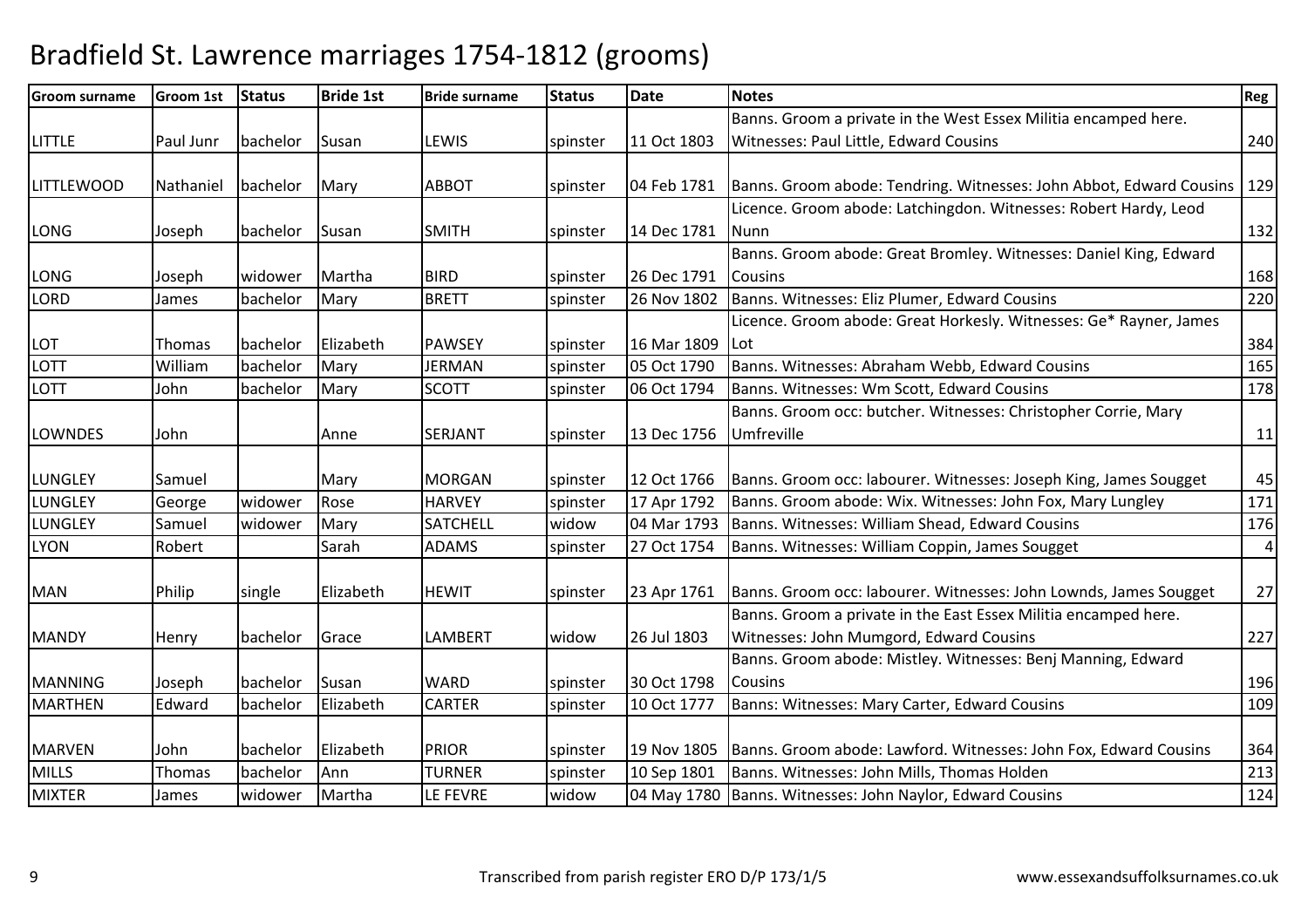# Bradfield St. Lawrence marriages 1754-1812 (grooms)

| Groom surname | Groom 1st | Status | Bride 1st | Bride surname | Status | Date | Notes | Reg |
|---|---|---|---|---|---|---|---|---|
| LITTLE | Paul Junr | bachelor | Susan | LEWIS | spinster | 11 Oct 1803 | Banns. Groom a private in the West Essex Militia encamped here. Witnesses: Paul Little, Edward Cousins | 240 |
| LITTLEWOOD | Nathaniel | bachelor | Mary | ABBOT | spinster | 04 Feb 1781 | Banns. Groom abode: Tendring. Witnesses: John Abbot, Edward Cousins | 129 |
| LONG | Joseph | bachelor | Susan | SMITH | spinster | 14 Dec 1781 | Licence. Groom abode: Latchingdon. Witnesses: Robert Hardy, Leod Nunn | 132 |
| LONG | Joseph | widower | Martha | BIRD | spinster | 26 Dec 1791 | Banns. Groom abode: Great Bromley. Witnesses: Daniel King, Edward Cousins | 168 |
| LORD | James | bachelor | Mary | BRETT | spinster | 26 Nov 1802 | Banns. Witnesses: Eliz Plumer, Edward Cousins | 220 |
| LOT | Thomas | bachelor | Elizabeth | PAWSEY | spinster | 16 Mar 1809 | Licence. Groom abode: Great Horkesly. Witnesses: Ge* Rayner, James Lot | 384 |
| LOTT | William | bachelor | Mary | JERMAN | spinster | 05 Oct 1790 | Banns. Witnesses: Abraham Webb, Edward Cousins | 165 |
| LOTT | John | bachelor | Mary | SCOTT | spinster | 06 Oct 1794 | Banns. Witnesses: Wm Scott, Edward Cousins | 178 |
| LOWNDES | John | | Anne | SERJANT | spinster | 13 Dec 1756 | Banns. Groom occ: butcher. Witnesses: Christopher Corrie, Mary Umfreville | 11 |
| LUNGLEY | Samuel | | Mary | MORGAN | spinster | 12 Oct 1766 | Banns. Groom occ: labourer. Witnesses: Joseph King, James Sougget | 45 |
| LUNGLEY | George | widower | Rose | HARVEY | spinster | 17 Apr 1792 | Banns. Groom abode: Wix. Witnesses: John Fox, Mary Lungley | 171 |
| LUNGLEY | Samuel | widower | Mary | SATCHELL | widow | 04 Mar 1793 | Banns. Witnesses: William Shead, Edward Cousins | 176 |
| LYON | Robert | | Sarah | ADAMS | spinster | 27 Oct 1754 | Banns. Witnesses: William Coppin, James Sougget | 4 |
| MAN | Philip | single | Elizabeth | HEWIT | spinster | 23 Apr 1761 | Banns. Groom occ: labourer. Witnesses: John Lownds, James Sougget | 27 |
| MANDY | Henry | bachelor | Grace | LAMBERT | widow | 26 Jul 1803 | Banns. Groom a private in the East Essex Militia encamped here. Witnesses: John Mumgord, Edward Cousins | 227 |
| MANNING | Joseph | bachelor | Susan | WARD | spinster | 30 Oct 1798 | Banns. Groom abode: Mistley. Witnesses: Benj Manning, Edward Cousins | 196 |
| MARTHEN | Edward | bachelor | Elizabeth | CARTER | spinster | 10 Oct 1777 | Banns: Witnesses: Mary Carter, Edward Cousins | 109 |
| MARVEN | John | bachelor | Elizabeth | PRIOR | spinster | 19 Nov 1805 | Banns. Groom abode: Lawford. Witnesses: John Fox, Edward Cousins | 364 |
| MILLS | Thomas | bachelor | Ann | TURNER | spinster | 10 Sep 1801 | Banns. Witnesses: John Mills, Thomas Holden | 213 |
| MIXTER | James | widower | Martha | LE FEVRE | widow | 04 May 1780 | Banns. Witnesses: John Naylor, Edward Cousins | 124 |

Transcribed from parish register ERO D/P 173/1/5

www.essexandsuffolksurnames.co.uk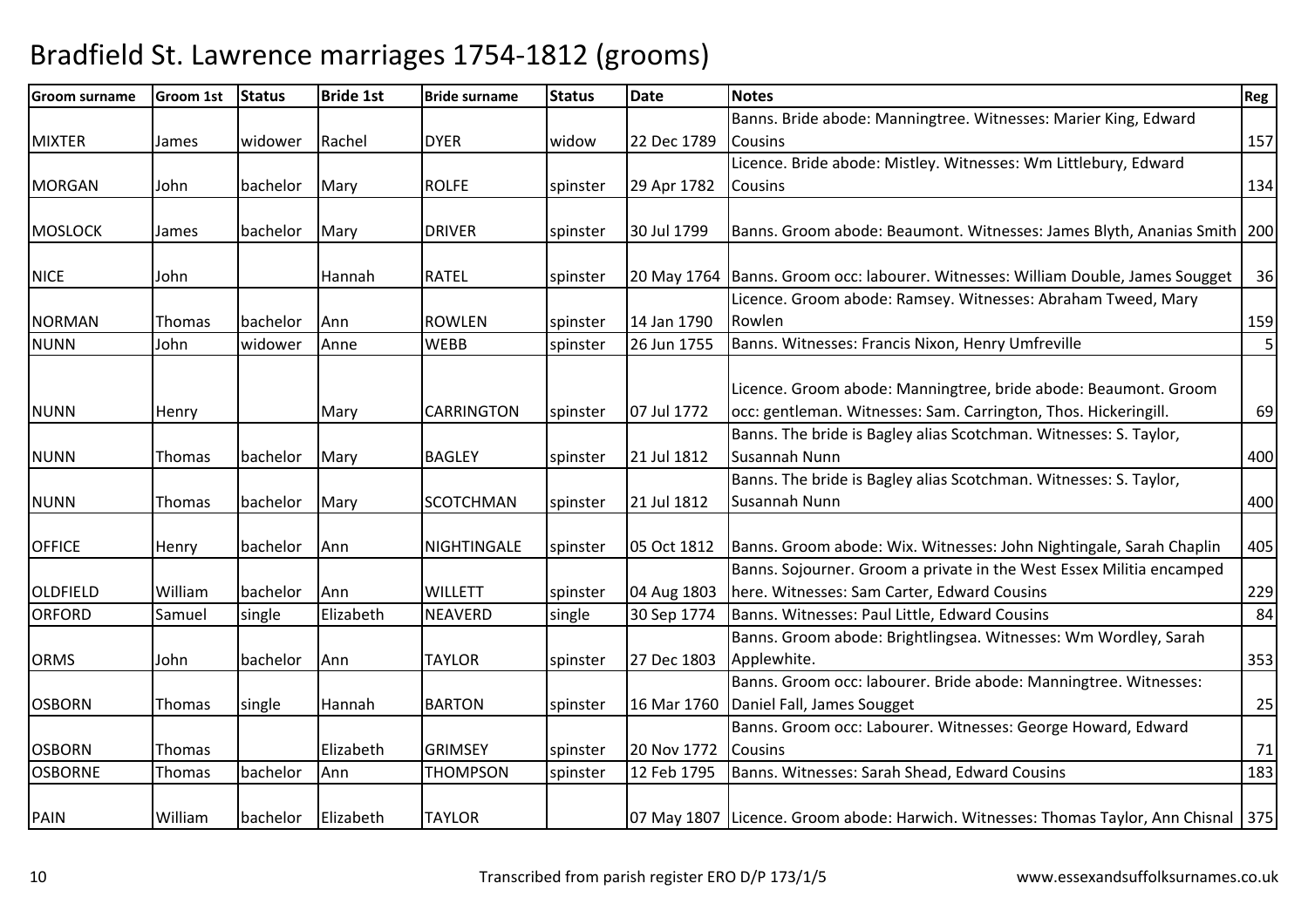# Bradfield St. Lawrence marriages 1754-1812 (grooms)

| Groom surname | Groom 1st | Status | Bride 1st | Bride surname | Status | Date | Notes | Reg |
|---|---|---|---|---|---|---|---|---|
| MIXTER | James | widower | Rachel | DYER | widow | 22 Dec 1789 | Banns. Bride abode: Manningtree. Witnesses: Marier King, Edward Cousins | 157 |
| MORGAN | John | bachelor | Mary | ROLFE | spinster | 29 Apr 1782 | Licence. Bride abode: Mistley. Witnesses: Wm Littlebury, Edward Cousins | 134 |
| MOSLOCK | James | bachelor | Mary | DRIVER | spinster | 30 Jul 1799 | Banns. Groom abode: Beaumont. Witnesses: James Blyth, Ananias Smith | 200 |
| NICE | John | | Hannah | RATEL | spinster | 20 May 1764 | Banns. Groom occ: labourer. Witnesses: William Double, James Sougget | 36 |
| NORMAN | Thomas | bachelor | Ann | ROWLEN | spinster | 14 Jan 1790 | Licence. Groom abode: Ramsey. Witnesses: Abraham Tweed, Mary Rowlen | 159 |
| NUNN | John | widower | Anne | WEBB | spinster | 26 Jun 1755 | Banns. Witnesses: Francis Nixon, Henry Umfreville | 5 |
| NUNN | Henry | | Mary | CARRINGTON | spinster | 07 Jul 1772 | Licence. Groom abode: Manningtree, bride abode: Beaumont. Groom occ: gentleman. Witnesses: Sam. Carrington, Thos. Hickeringill. | 69 |
| NUNN | Thomas | bachelor | Mary | BAGLEY | spinster | 21 Jul 1812 | Banns. The bride is Bagley alias Scotchman. Witnesses: S. Taylor, Susannah Nunn | 400 |
| NUNN | Thomas | bachelor | Mary | SCOTCHMAN | spinster | 21 Jul 1812 | Banns. The bride is Bagley alias Scotchman. Witnesses: S. Taylor, Susannah Nunn | 400 |
| OFFICE | Henry | bachelor | Ann | NIGHTINGALE | spinster | 05 Oct 1812 | Banns. Groom abode: Wix. Witnesses: John Nightingale, Sarah Chaplin | 405 |
| OLDFIELD | William | bachelor | Ann | WILLETT | spinster | 04 Aug 1803 | Banns. Sojourner. Groom a private in the West Essex Militia encamped here. Witnesses: Sam Carter, Edward Cousins | 229 |
| ORFORD | Samuel | single | Elizabeth | NEAVERD | single | 30 Sep 1774 | Banns. Witnesses: Paul Little, Edward Cousins | 84 |
| ORMS | John | bachelor | Ann | TAYLOR | spinster | 27 Dec 1803 | Banns. Groom abode: Brightlingsea. Witnesses: Wm Wordley, Sarah Applewhite. | 353 |
| OSBORN | Thomas | single | Hannah | BARTON | spinster | 16 Mar 1760 | Banns. Groom occ: labourer. Bride abode: Manningtree. Witnesses: Daniel Fall, James Sougget | 25 |
| OSBORN | Thomas | | Elizabeth | GRIMSEY | spinster | 20 Nov 1772 | Banns. Groom occ: Labourer. Witnesses: George Howard, Edward Cousins | 71 |
| OSBORNE | Thomas | bachelor | Ann | THOMPSON | spinster | 12 Feb 1795 | Banns. Witnesses: Sarah Shead, Edward Cousins | 183 |
| PAIN | William | bachelor | Elizabeth | TAYLOR | | 07 May 1807 | Licence. Groom abode: Harwich. Witnesses: Thomas Taylor, Ann Chisnal | 375 |

Transcribed from parish register ERO D/P 173/1/5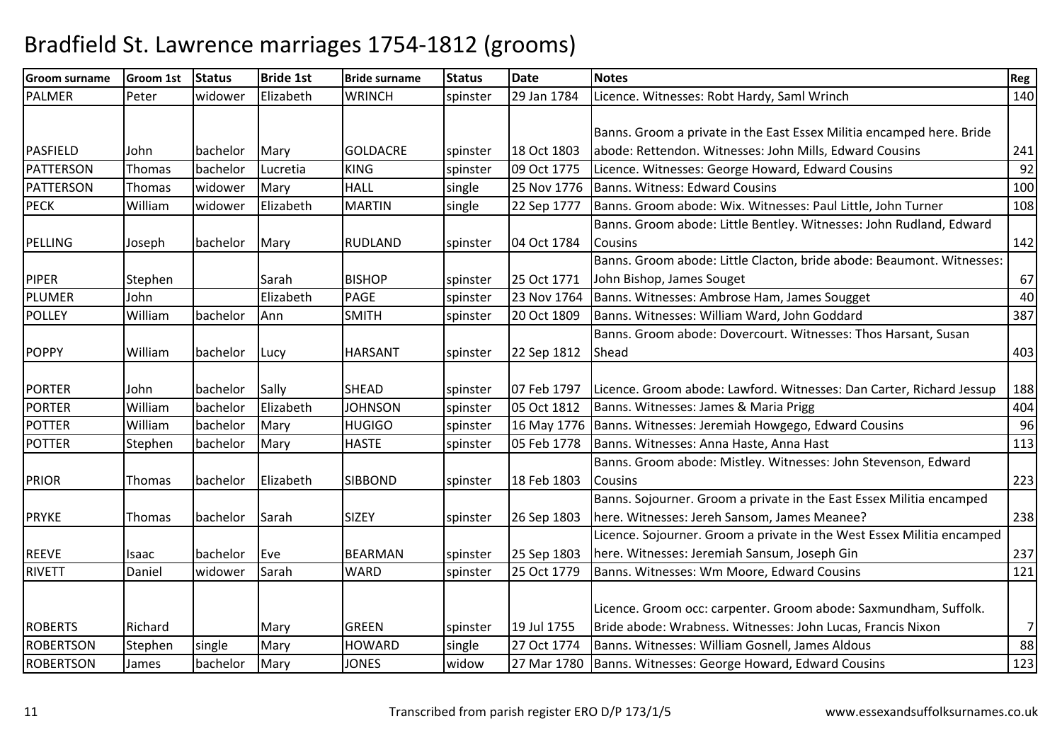# Bradfield St. Lawrence marriages 1754-1812 (grooms)

| Groom surname | Groom 1st | Status | Bride 1st | Bride surname | Status | Date | Notes | Reg |
|---|---|---|---|---|---|---|---|---|
| PALMER | Peter | widower | Elizabeth | WRINCH | spinster | 29 Jan 1784 | Licence. Witnesses: Robt Hardy, Saml Wrinch | 140 |
| PASFIELD | John | bachelor | Mary | GOLDACRE | spinster | 18 Oct 1803 | Banns. Groom a private in the East Essex Militia encamped here. Bride abode: Rettendon. Witnesses: John Mills, Edward Cousins | 241 |
| PATTERSON | Thomas | bachelor | Lucretia | KING | spinster | 09 Oct 1775 | Licence. Witnesses: George Howard, Edward Cousins | 92 |
| PATTERSON | Thomas | widower | Mary | HALL | single | 25 Nov 1776 | Banns. Witness: Edward Cousins | 100 |
| PECK | William | widower | Elizabeth | MARTIN | single | 22 Sep 1777 | Banns. Groom abode: Wix. Witnesses: Paul Little, John Turner | 108 |
| PELLING | Joseph | bachelor | Mary | RUDLAND | spinster | 04 Oct 1784 | Banns. Groom abode: Little Bentley. Witnesses: John Rudland, Edward Cousins | 142 |
| PIPER | Stephen | | Sarah | BISHOP | spinster | 25 Oct 1771 | Banns. Groom abode: Little Clacton, bride abode: Beaumont. Witnesses: John Bishop, James Souget | 67 |
| PLUMER | John | | Elizabeth | PAGE | spinster | 23 Nov 1764 | Banns. Witnesses: Ambrose Ham, James Sougget | 40 |
| POLLEY | William | bachelor | Ann | SMITH | spinster | 20 Oct 1809 | Banns. Witnesses: William Ward, John Goddard | 387 |
| POPPY | William | bachelor | Lucy | HARSANT | spinster | 22 Sep 1812 | Banns. Groom abode: Dovercourt. Witnesses: Thos Harsant, Susan Shead | 403 |
| PORTER | John | bachelor | Sally | SHEAD | spinster | 07 Feb 1797 | Licence. Groom abode: Lawford. Witnesses: Dan Carter, Richard Jessup | 188 |
| PORTER | William | bachelor | Elizabeth | JOHNSON | spinster | 05 Oct 1812 | Banns. Witnesses: James & Maria Prigg | 404 |
| POTTER | William | bachelor | Mary | HUGIGO | spinster | 16 May 1776 | Banns. Witnesses: Jeremiah Howgego, Edward Cousins | 96 |
| POTTER | Stephen | bachelor | Mary | HASTE | spinster | 05 Feb 1778 | Banns. Witnesses: Anna Haste, Anna Hast | 113 |
| PRIOR | Thomas | bachelor | Elizabeth | SIBBOND | spinster | 18 Feb 1803 | Banns. Groom abode: Mistley. Witnesses: John Stevenson, Edward Cousins | 223 |
| PRYKE | Thomas | bachelor | Sarah | SIZEY | spinster | 26 Sep 1803 | Banns. Sojourner. Groom a private in the East Essex Militia encamped here. Witnesses: Jereh Sansom, James Meanee? | 238 |
| REEVE | Isaac | bachelor | Eve | BEARMAN | spinster | 25 Sep 1803 | Licence. Sojourner. Groom a private in the West Essex Militia encamped here. Witnesses: Jeremiah Sansum, Joseph Gin | 237 |
| RIVETT | Daniel | widower | Sarah | WARD | spinster | 25 Oct 1779 | Banns. Witnesses: Wm Moore, Edward Cousins | 121 |
| ROBERTS | Richard | | Mary | GREEN | spinster | 19 Jul 1755 | Licence. Groom occ: carpenter. Groom abode: Saxmundham, Suffolk. Bride abode: Wrabness. Witnesses: John Lucas, Francis Nixon | 7 |
| ROBERTSON | Stephen | single | Mary | HOWARD | single | 27 Oct 1774 | Banns. Witnesses: William Gosnell, James Aldous | 88 |
| ROBERTSON | James | bachelor | Mary | JONES | widow | 27 Mar 1780 | Banns. Witnesses: George Howard, Edward Cousins | 123 |

Transcribed from parish register ERO D/P 173/1/5 www.essexandsuffolksurnames.co.uk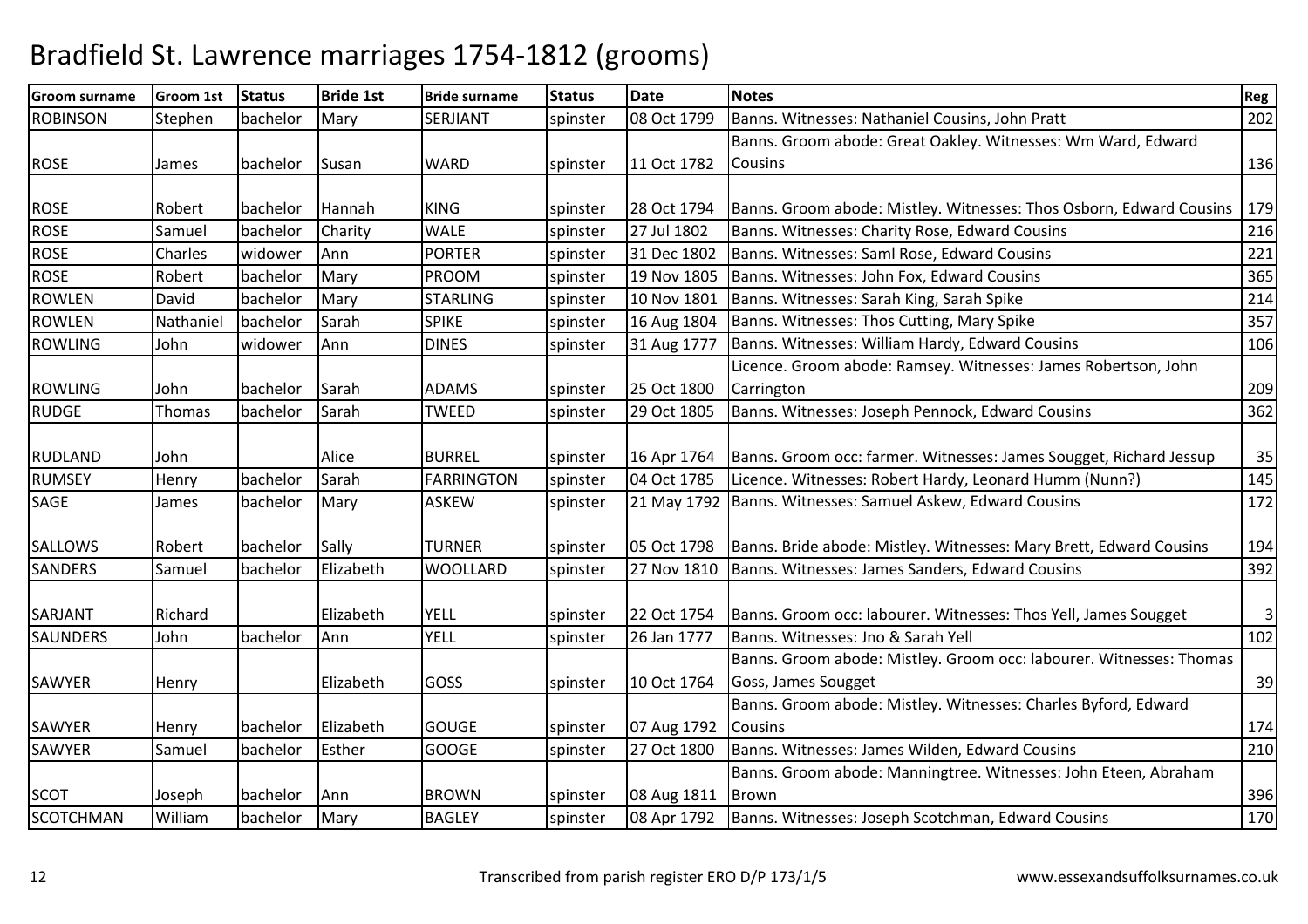# Bradfield St. Lawrence marriages 1754-1812 (grooms)

| Groom surname | Groom 1st | Status | Bride 1st | Bride surname | Status | Date | Notes | Reg |
|---|---|---|---|---|---|---|---|---|
| ROBINSON | Stephen | bachelor | Mary | SERJIANT | spinster | 08 Oct 1799 | Banns. Witnesses: Nathaniel Cousins, John Pratt | 202 |
| ROSE | James | bachelor | Susan | WARD | spinster | 11 Oct 1782 | Banns. Groom abode: Great Oakley. Witnesses: Wm Ward, Edward Cousins | 136 |
| ROSE | Robert | bachelor | Hannah | KING | spinster | 28 Oct 1794 | Banns. Groom abode: Mistley. Witnesses: Thos Osborn, Edward Cousins | 179 |
| ROSE | Samuel | bachelor | Charity | WALE | spinster | 27 Jul 1802 | Banns. Witnesses: Charity Rose, Edward Cousins | 216 |
| ROSE | Charles | widower | Ann | PORTER | spinster | 31 Dec 1802 | Banns. Witnesses: Saml Rose, Edward Cousins | 221 |
| ROSE | Robert | bachelor | Mary | PROOM | spinster | 19 Nov 1805 | Banns. Witnesses: John Fox, Edward Cousins | 365 |
| ROWLEN | David | bachelor | Mary | STARLING | spinster | 10 Nov 1801 | Banns. Witnesses: Sarah King, Sarah Spike | 214 |
| ROWLEN | Nathaniel | bachelor | Sarah | SPIKE | spinster | 16 Aug 1804 | Banns. Witnesses: Thos Cutting, Mary Spike | 357 |
| ROWLING | John | widower | Ann | DINES | spinster | 31 Aug 1777 | Banns. Witnesses: William Hardy, Edward Cousins | 106 |
| ROWLING | John | bachelor | Sarah | ADAMS | spinster | 25 Oct 1800 | Licence. Groom abode: Ramsey. Witnesses: James Robertson, John Carrington | 209 |
| RUDGE | Thomas | bachelor | Sarah | TWEED | spinster | 29 Oct 1805 | Banns. Witnesses: Joseph Pennock, Edward Cousins | 362 |
| RUDLAND | John | | Alice | BURREL | spinster | 16 Apr 1764 | Banns. Groom occ: farmer. Witnesses: James Sougget, Richard Jessup | 35 |
| RUMSEY | Henry | bachelor | Sarah | FARRINGTON | spinster | 04 Oct 1785 | Licence. Witnesses: Robert Hardy, Leonard Humm (Nunn?) | 145 |
| SAGE | James | bachelor | Mary | ASKEW | spinster | 21 May 1792 | Banns. Witnesses: Samuel Askew, Edward Cousins | 172 |
| SALLOWS | Robert | bachelor | Sally | TURNER | spinster | 05 Oct 1798 | Banns. Bride abode: Mistley. Witnesses: Mary Brett, Edward Cousins | 194 |
| SANDERS | Samuel | bachelor | Elizabeth | WOOLLARD | spinster | 27 Nov 1810 | Banns. Witnesses: James Sanders, Edward Cousins | 392 |
| SARJANT | Richard | | Elizabeth | YELL | spinster | 22 Oct 1754 | Banns. Groom occ: labourer. Witnesses: Thos Yell, James Sougget | 3 |
| SAUNDERS | John | bachelor | Ann | YELL | spinster | 26 Jan 1777 | Banns. Witnesses: Jno & Sarah Yell | 102 |
| SAWYER | Henry | | Elizabeth | GOSS | spinster | 10 Oct 1764 | Banns. Groom abode: Mistley. Groom occ: labourer. Witnesses: Thomas Goss, James Sougget | 39 |
| SAWYER | Henry | bachelor | Elizabeth | GOUGE | spinster | 07 Aug 1792 | Banns. Groom abode: Mistley. Witnesses: Charles Byford, Edward Cousins | 174 |
| SAWYER | Samuel | bachelor | Esther | GOOGE | spinster | 27 Oct 1800 | Banns. Witnesses: James Wilden, Edward Cousins | 210 |
| SCOT | Joseph | bachelor | Ann | BROWN | spinster | 08 Aug 1811 | Banns. Groom abode: Manningtree. Witnesses: John Eteen, Abraham Brown | 396 |
| SCOTCHMAN | William | bachelor | Mary | BAGLEY | spinster | 08 Apr 1792 | Banns. Witnesses: Joseph Scotchman, Edward Cousins | 170 |

Transcribed from parish register ERO D/P 173/1/5 www.essexandsuffolksurnames.co.uk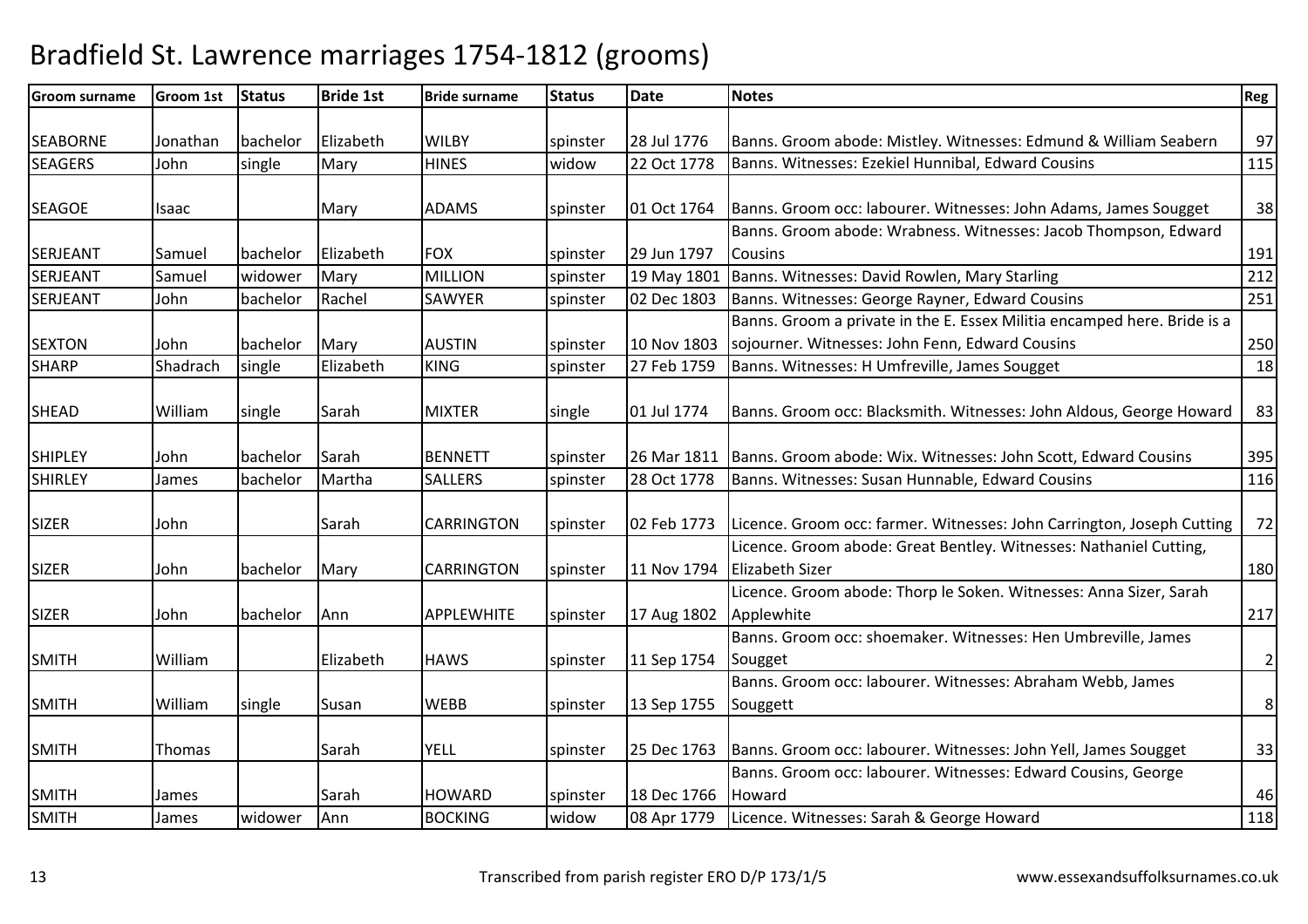# Bradfield St. Lawrence marriages 1754-1812 (grooms)

| Groom surname | Groom 1st | Status | Bride 1st | Bride surname | Status | Date | Notes | Reg |
|---|---|---|---|---|---|---|---|---|
| SEABORNE | Jonathan | bachelor | Elizabeth | WILBY | spinster | 28 Jul 1776 | Banns. Groom abode: Mistley. Witnesses: Edmund & William Seabern | 97 |
| SEAGERS | John | single | Mary | HINES | widow | 22 Oct 1778 | Banns. Witnesses: Ezekiel Hunnibal, Edward Cousins | 115 |
| SEAGOE | Isaac | | Mary | ADAMS | spinster | 01 Oct 1764 | Banns. Groom occ: labourer. Witnesses: John Adams, James Sougget | 38 |
| SERJEANT | Samuel | bachelor | Elizabeth | FOX | spinster | 29 Jun 1797 | Banns. Groom abode: Wrabness. Witnesses: Jacob Thompson, Edward Cousins | 191 |
| SERJEANT | Samuel | widower | Mary | MILLION | spinster | 19 May 1801 | Banns. Witnesses: David Rowlen, Mary Starling | 212 |
| SERJEANT | John | bachelor | Rachel | SAWYER | spinster | 02 Dec 1803 | Banns. Witnesses: George Rayner, Edward Cousins | 251 |
| SEXTON | John | bachelor | Mary | AUSTIN | spinster | 10 Nov 1803 | Banns. Groom a private in the E. Essex Militia encamped here. Bride is a sojourner. Witnesses: John Fenn, Edward Cousins | 250 |
| SHARP | Shadrach | single | Elizabeth | KING | spinster | 27 Feb 1759 | Banns. Witnesses: H Umfreville, James Sougget | 18 |
| SHEAD | William | single | Sarah | MIXTER | single | 01 Jul 1774 | Banns. Groom occ: Blacksmith. Witnesses: John Aldous, George Howard | 83 |
| SHIPLEY | John | bachelor | Sarah | BENNETT | spinster | 26 Mar 1811 | Banns. Groom abode: Wix. Witnesses: John Scott, Edward Cousins | 395 |
| SHIRLEY | James | bachelor | Martha | SALLERS | spinster | 28 Oct 1778 | Banns. Witnesses: Susan Hunnable, Edward Cousins | 116 |
| SIZER | John | | Sarah | CARRINGTON | spinster | 02 Feb 1773 | Licence. Groom occ: farmer. Witnesses: John Carrington, Joseph Cutting | 72 |
| SIZER | John | bachelor | Mary | CARRINGTON | spinster | 11 Nov 1794 | Licence. Groom abode: Great Bentley. Witnesses: Nathaniel Cutting, Elizabeth Sizer | 180 |
| SIZER | John | bachelor | Ann | APPLEWHITE | spinster | 17 Aug 1802 | Licence. Groom abode: Thorp le Soken. Witnesses: Anna Sizer, Sarah Applewhite | 217 |
| SMITH | William | | Elizabeth | HAWS | spinster | 11 Sep 1754 | Banns. Groom occ: shoemaker. Witnesses: Hen Umbreville, James Sougget | 2 |
| SMITH | William | single | Susan | WEBB | spinster | 13 Sep 1755 | Banns. Groom occ: labourer. Witnesses: Abraham Webb, James Souggett | 8 |
| SMITH | Thomas | | Sarah | YELL | spinster | 25 Dec 1763 | Banns. Groom occ: labourer. Witnesses: John Yell, James Sougget | 33 |
| SMITH | James | | Sarah | HOWARD | spinster | 18 Dec 1766 | Banns. Groom occ: labourer. Witnesses: Edward Cousins, George Howard | 46 |
| SMITH | James | widower | Ann | BOCKING | widow | 08 Apr 1779 | Licence. Witnesses: Sarah & George Howard | 118 |

Transcribed from parish register ERO D/P 173/1/5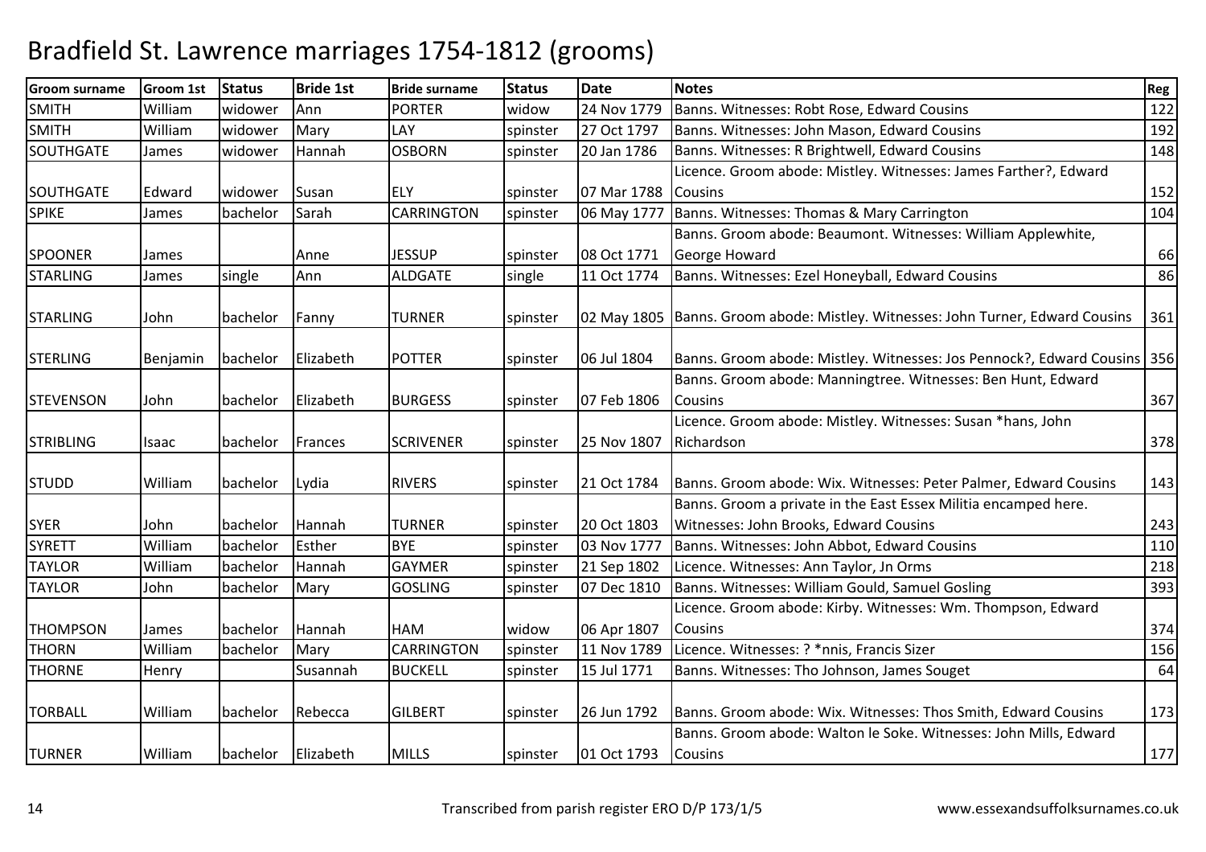# Bradfield St. Lawrence marriages 1754-1812 (grooms)

| Groom surname | Groom 1st | Status | Bride 1st | Bride surname | Status | Date | Notes | Reg |
|---|---|---|---|---|---|---|---|---|
| SMITH | William | widower | Ann | PORTER | widow | 24 Nov 1779 | Banns. Witnesses: Robt Rose, Edward Cousins | 122 |
| SMITH | William | widower | Mary | LAY | spinster | 27 Oct 1797 | Banns. Witnesses: John Mason, Edward Cousins | 192 |
| SOUTHGATE | James | widower | Hannah | OSBORN | spinster | 20 Jan 1786 | Banns. Witnesses: R Brightwell, Edward Cousins | 148 |
| SOUTHGATE | Edward | widower | Susan | ELY | spinster | 07 Mar 1788 | Licence. Groom abode: Mistley. Witnesses: James Farther?, Edward Cousins | 152 |
| SPIKE | James | bachelor | Sarah | CARRINGTON | spinster | 06 May 1777 | Banns. Witnesses: Thomas & Mary Carrington | 104 |
| SPOONER | James | | Anne | JESSUP | spinster | 08 Oct 1771 | Banns. Groom abode: Beaumont. Witnesses: William Applewhite, George Howard | 66 |
| STARLING | James | single | Ann | ALDGATE | single | 11 Oct 1774 | Banns. Witnesses: Ezel Honeyball, Edward Cousins | 86 |
| STARLING | John | bachelor | Fanny | TURNER | spinster | 02 May 1805 | Banns. Groom abode: Mistley. Witnesses: John Turner, Edward Cousins | 361 |
| STERLING | Benjamin | bachelor | Elizabeth | POTTER | spinster | 06 Jul 1804 | Banns. Groom abode: Mistley. Witnesses: Jos Pennock?, Edward Cousins | 356 |
| STEVENSON | John | bachelor | Elizabeth | BURGESS | spinster | 07 Feb 1806 | Banns. Groom abode: Manningtree. Witnesses: Ben Hunt, Edward Cousins | 367 |
| STRIBLING | Isaac | bachelor | Frances | SCRIVENER | spinster | 25 Nov 1807 | Licence. Groom abode: Mistley. Witnesses: Susan *hans, John Richardson | 378 |
| STUDD | William | bachelor | Lydia | RIVERS | spinster | 21 Oct 1784 | Banns. Groom abode: Wix. Witnesses: Peter Palmer, Edward Cousins | 143 |
| SYER | John | bachelor | Hannah | TURNER | spinster | 20 Oct 1803 | Banns. Groom a private in the East Essex Militia encamped here. Witnesses: John Brooks, Edward Cousins | 243 |
| SYRETT | William | bachelor | Esther | BYE | spinster | 03 Nov 1777 | Banns. Witnesses: John Abbot, Edward Cousins | 110 |
| TAYLOR | William | bachelor | Hannah | GAYMER | spinster | 21 Sep 1802 | Licence. Witnesses: Ann Taylor, Jn Orms | 218 |
| TAYLOR | John | bachelor | Mary | GOSLING | spinster | 07 Dec 1810 | Banns. Witnesses: William Gould, Samuel Gosling | 393 |
| THOMPSON | James | bachelor | Hannah | HAM | widow | 06 Apr 1807 | Licence. Groom abode: Kirby. Witnesses: Wm. Thompson, Edward Cousins | 374 |
| THORN | William | bachelor | Mary | CARRINGTON | spinster | 11 Nov 1789 | Licence. Witnesses: ? *nnis, Francis Sizer | 156 |
| THORNE | Henry | | Susannah | BUCKELL | spinster | 15 Jul 1771 | Banns. Witnesses: Tho Johnson, James Souget | 64 |
| TORBALL | William | bachelor | Rebecca | GILBERT | spinster | 26 Jun 1792 | Banns. Groom abode: Wix. Witnesses: Thos Smith, Edward Cousins | 173 |
| TURNER | William | bachelor | Elizabeth | MILLS | spinster | 01 Oct 1793 | Banns. Groom abode: Walton le Soke. Witnesses: John Mills, Edward Cousins | 177 |

Transcribed from parish register ERO D/P 173/1/5

www.essexandsuffolksurnames.co.uk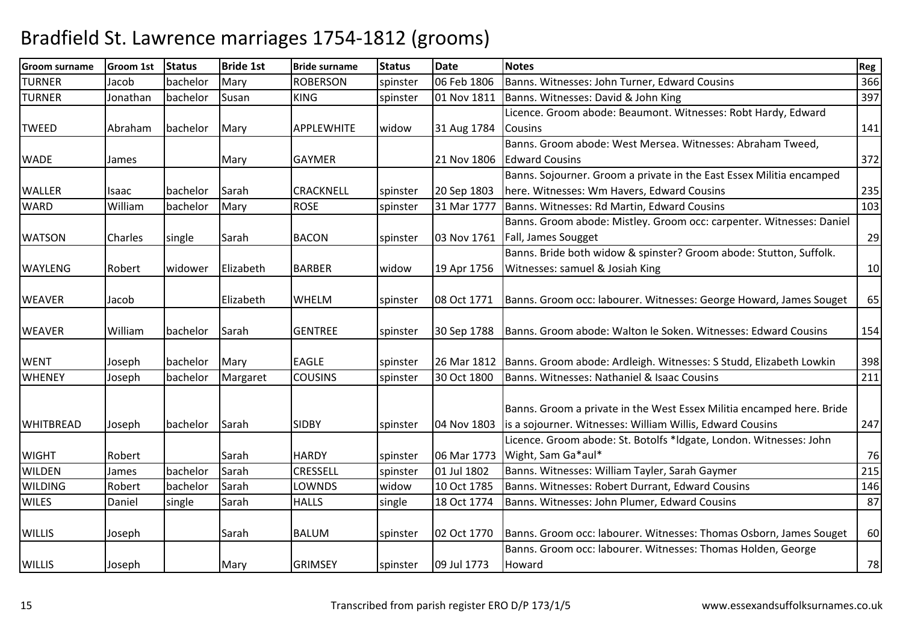# Bradfield St. Lawrence marriages 1754-1812 (grooms)

| Groom surname | Groom 1st | Status | Bride 1st | Bride surname | Status | Date | Notes | Reg |
|---|---|---|---|---|---|---|---|---|
| TURNER | Jacob | bachelor | Mary | ROBERSON | spinster | 06 Feb 1806 | Banns. Witnesses: John Turner, Edward Cousins | 366 |
| TURNER | Jonathan | bachelor | Susan | KING | spinster | 01 Nov 1811 | Banns. Witnesses: David & John King | 397 |
| TWEED | Abraham | bachelor | Mary | APPLEWHITE | widow | 31 Aug 1784 | Licence. Groom abode: Beaumont. Witnesses: Robt Hardy, Edward Cousins | 141 |
| WADE | James | | Mary | GAYMER | | 21 Nov 1806 | Banns. Groom abode: West Mersea. Witnesses: Abraham Tweed, Edward Cousins | 372 |
| WALLER | Isaac | bachelor | Sarah | CRACKNELL | spinster | 20 Sep 1803 | Banns. Sojourner. Groom a private in the East Essex Militia encamped here. Witnesses: Wm Havers, Edward Cousins | 235 |
| WARD | William | bachelor | Mary | ROSE | spinster | 31 Mar 1777 | Banns. Witnesses: Rd Martin, Edward Cousins | 103 |
| WATSON | Charles | single | Sarah | BACON | spinster | 03 Nov 1761 | Banns. Groom abode: Mistley. Groom occ: carpenter. Witnesses: Daniel Fall, James Sougget | 29 |
| WAYLENG | Robert | widower | Elizabeth | BARBER | widow | 19 Apr 1756 | Banns. Bride both widow & spinster? Groom abode: Stutton, Suffolk. Witnesses: samuel & Josiah King | 10 |
| WEAVER | Jacob | | Elizabeth | WHELM | spinster | 08 Oct 1771 | Banns. Groom occ: labourer. Witnesses: George Howard, James Souget | 65 |
| WEAVER | William | bachelor | Sarah | GENTREE | spinster | 30 Sep 1788 | Banns. Groom abode: Walton le Soken. Witnesses: Edward Cousins | 154 |
| WENT | Joseph | bachelor | Mary | EAGLE | spinster | 26 Mar 1812 | Banns. Groom abode: Ardleigh. Witnesses: S Studd, Elizabeth Lowkin | 398 |
| WHENEY | Joseph | bachelor | Margaret | COUSINS | spinster | 30 Oct 1800 | Banns. Witnesses: Nathaniel & Isaac Cousins | 211 |
| WHITBREAD | Joseph | bachelor | Sarah | SIDBY | spinster | 04 Nov 1803 | Banns. Groom a private in the West Essex Militia encamped here. Bride is a sojourner. Witnesses: William Willis, Edward Cousins | 247 |
| WIGHT | Robert | | Sarah | HARDY | spinster | 06 Mar 1773 | Licence. Groom abode: St. Botolfs *ldgate, London. Witnesses: John Wight, Sam Ga*aul* | 76 |
| WILDEN | James | bachelor | Sarah | CRESSELL | spinster | 01 Jul 1802 | Banns. Witnesses: William Tayler, Sarah Gaymer | 215 |
| WILDING | Robert | bachelor | Sarah | LOWNDS | widow | 10 Oct 1785 | Banns. Witnesses: Robert Durrant, Edward Cousins | 146 |
| WILES | Daniel | single | Sarah | HALLS | single | 18 Oct 1774 | Banns. Witnesses: John Plumer, Edward Cousins | 87 |
| WILLIS | Joseph | | Sarah | BALUM | spinster | 02 Oct 1770 | Banns. Groom occ: labourer. Witnesses: Thomas Osborn, James Souget | 60 |
| WILLIS | Joseph | | Mary | GRIMSEY | spinster | 09 Jul 1773 | Banns. Groom occ: labourer. Witnesses: Thomas Holden, George Howard | 78 |

Transcribed from parish register ERO D/P 173/1/5 www.essexandsuffolksurnames.co.uk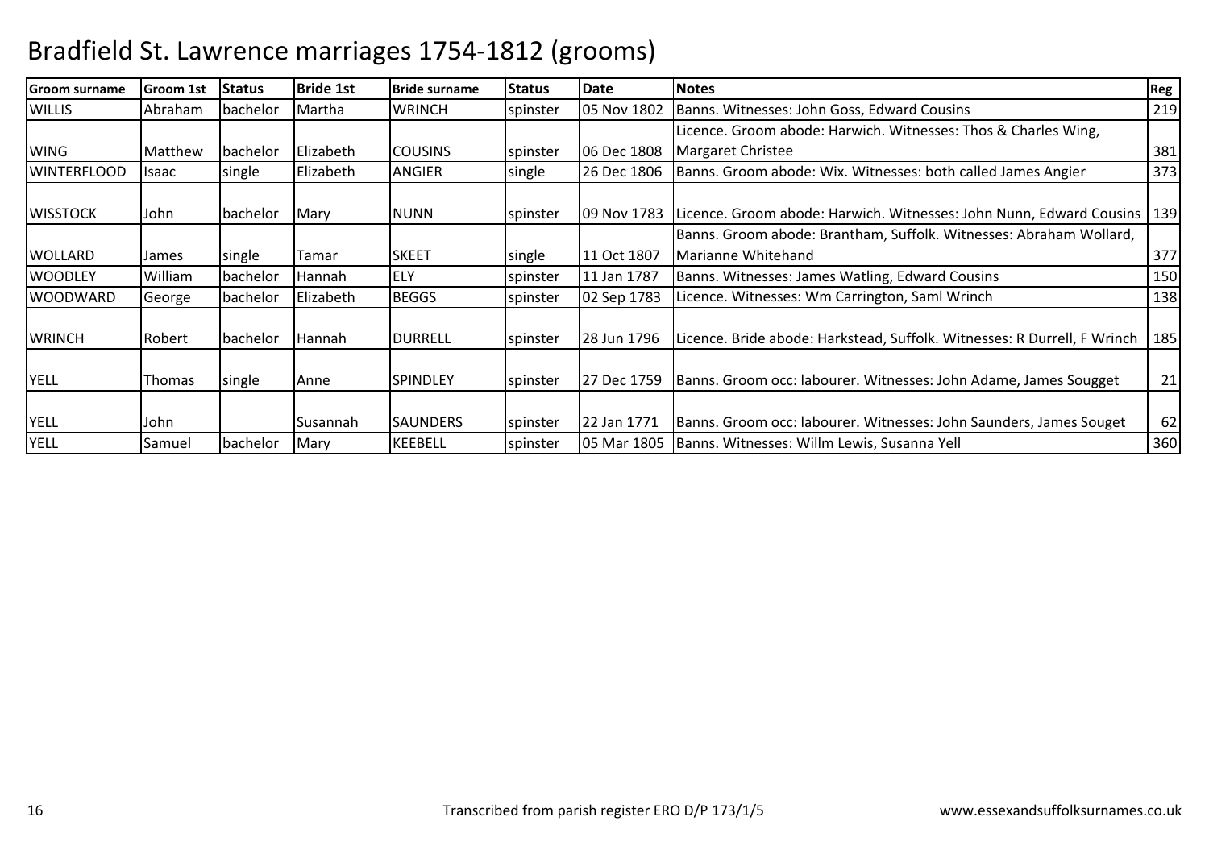# Bradfield St. Lawrence marriages 1754-1812 (grooms)

| Groom surname | Groom 1st | Status | Bride 1st | Bride surname | Status | Date | Notes | Reg |
|---|---|---|---|---|---|---|---|---|
| WILLIS | Abraham | bachelor | Martha | WRINCH | spinster | 05 Nov 1802 | Banns. Witnesses: John Goss, Edward Cousins | 219 |
| WING | Matthew | bachelor | Elizabeth | COUSINS | spinster | 06 Dec 1808 | Licence. Groom abode: Harwich. Witnesses: Thos & Charles Wing, Margaret Christee | 381 |
| WINTERFLOOD | Isaac | single | Elizabeth | ANGIER | single | 26 Dec 1806 | Banns. Groom abode: Wix. Witnesses: both called James Angier | 373 |
| WISSTOCK | John | bachelor | Mary | NUNN | spinster | 09 Nov 1783 | Licence. Groom abode: Harwich. Witnesses: John Nunn, Edward Cousins | 139 |
| WOLLARD | James | single | Tamar | SKEET | single | 11 Oct 1807 | Banns. Groom abode: Brantham, Suffolk. Witnesses: Abraham Wollard, Marianne Whitehand | 377 |
| WOODLEY | William | bachelor | Hannah | ELY | spinster | 11 Jan 1787 | Banns. Witnesses: James Watling, Edward Cousins | 150 |
| WOODWARD | George | bachelor | Elizabeth | BEGGS | spinster | 02 Sep 1783 | Licence. Witnesses: Wm Carrington, Saml Wrinch | 138 |
| WRINCH | Robert | bachelor | Hannah | DURRELL | spinster | 28 Jun 1796 | Licence. Bride abode: Harkstead, Suffolk. Witnesses: R Durrell, F Wrinch | 185 |
| YELL | Thomas | single | Anne | SPINDLEY | spinster | 27 Dec 1759 | Banns. Groom occ: labourer. Witnesses: John Adame, James Sougget | 21 |
| YELL | John | | Susannah | SAUNDERS | spinster | 22 Jan 1771 | Banns. Groom occ: labourer. Witnesses: John Saunders, James Souget | 62 |
| YELL | Samuel | bachelor | Mary | KEEBELL | spinster | 05 Mar 1805 | Banns. Witnesses: Willm Lewis, Susanna Yell | 360 |

Transcribed from parish register ERO D/P 173/1/5 www.essexandsuffolksurnames.co.uk